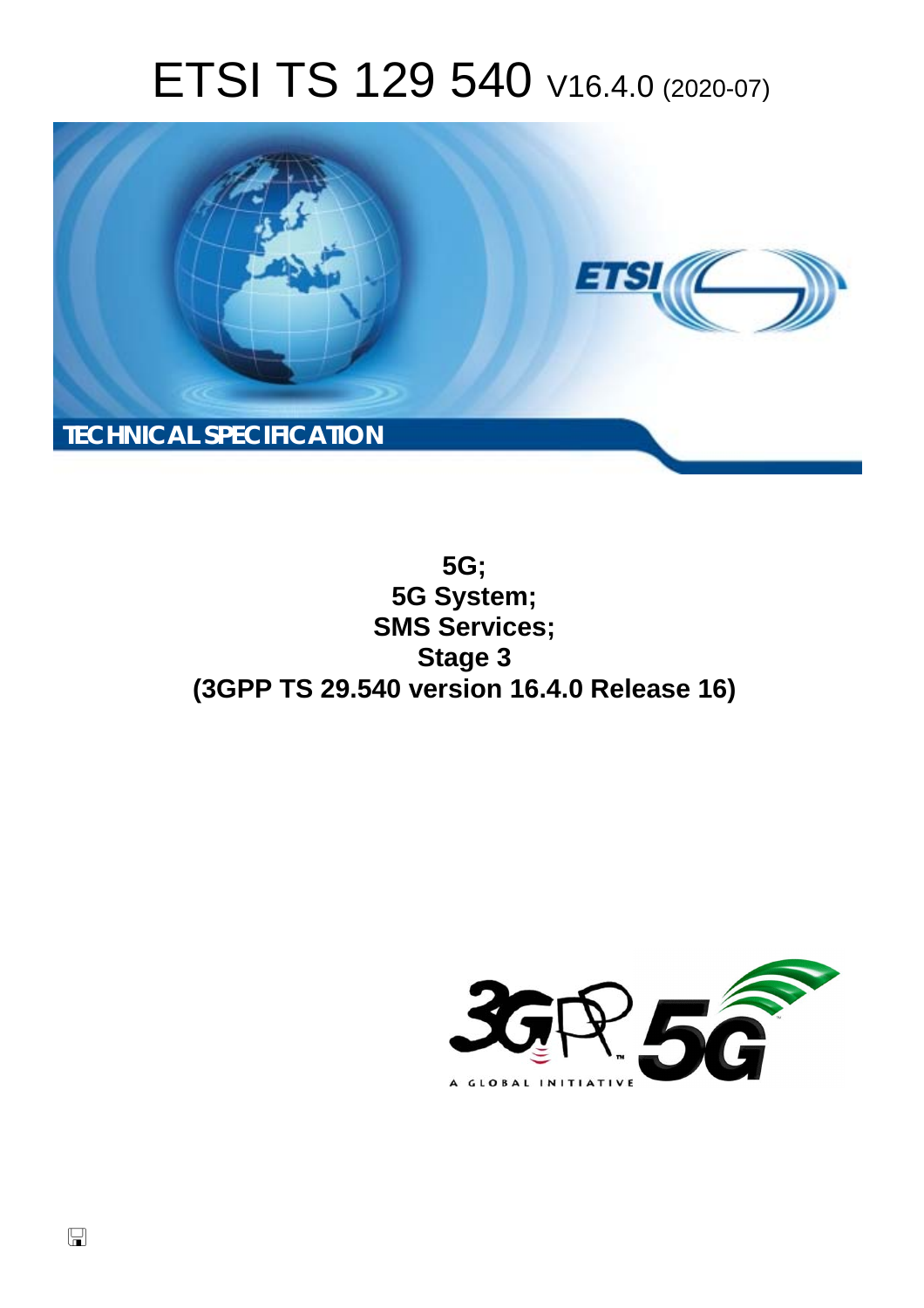# ETSI TS 129 540 V16.4.0 (2020-07)

TECHNICAL SPECIFICATION

**5G;**
**5G System;**
**SMS Services;**
**Stage 3**
**(3GPP TS 29.540 version 16.4.0 Release 16)**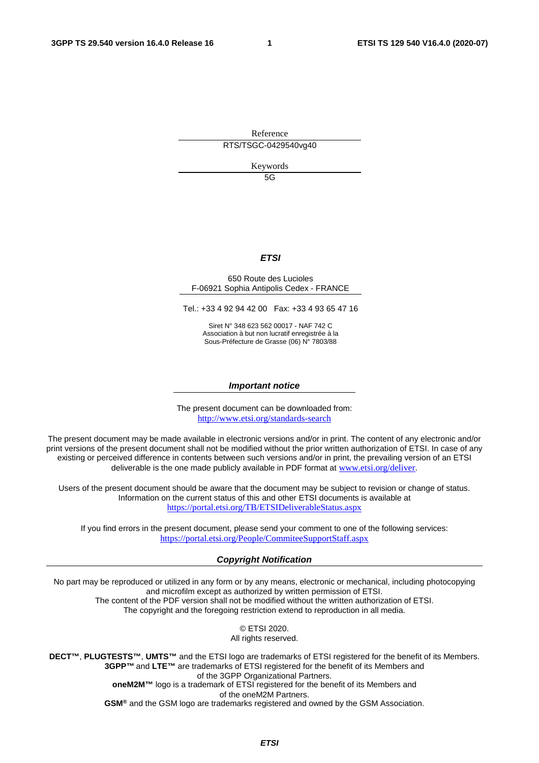Reference

RTS/TSGC-0429540vg40

Keywords

5G

***ETSI***

650 Route des Lucioles
F-06921 Sophia Antipolis Cedex - FRANCE

Tel.: +33 4 92 94 42 00   Fax: +33 4 93 65 47 16

Siret N° 348 623 562 00017 - NAF 742 C
Association à but non lucratif enregistrée à la
Sous-Préfecture de Grasse (06) N° 7803/88

***Important notice***

The present document can be downloaded from:
http://www.etsi.org/standards-search

The present document may be made available in electronic versions and/or in print. The content of any electronic and/or print versions of the present document shall not be modified without the prior written authorization of ETSI. In case of any existing or perceived difference in contents between such versions and/or in print, the prevailing version of an ETSI deliverable is the one made publicly available in PDF format at www.etsi.org/deliver.

Users of the present document should be aware that the document may be subject to revision or change of status. Information on the current status of this and other ETSI documents is available at https://portal.etsi.org/TB/ETSIDeliverableStatus.aspx

If you find errors in the present document, please send your comment to one of the following services:
https://portal.etsi.org/People/CommiteeSupportStaff.aspx

***Copyright Notification***

No part may be reproduced or utilized in any form or by any means, electronic or mechanical, including photocopying and microfilm except as authorized by written permission of ETSI.
The content of the PDF version shall not be modified without the written authorization of ETSI.
The copyright and the foregoing restriction extend to reproduction in all media.

© ETSI 2020.
All rights reserved.

**DECT™**, **PLUGTESTS™**, **UMTS™** and the ETSI logo are trademarks of ETSI registered for the benefit of its Members.
**3GPP™** and **LTE™** are trademarks of ETSI registered for the benefit of its Members and of the 3GPP Organizational Partners.
**oneM2M™** logo is a trademark of ETSI registered for the benefit of its Members and of the oneM2M Partners.
**GSM®** and the GSM logo are trademarks registered and owned by the GSM Association.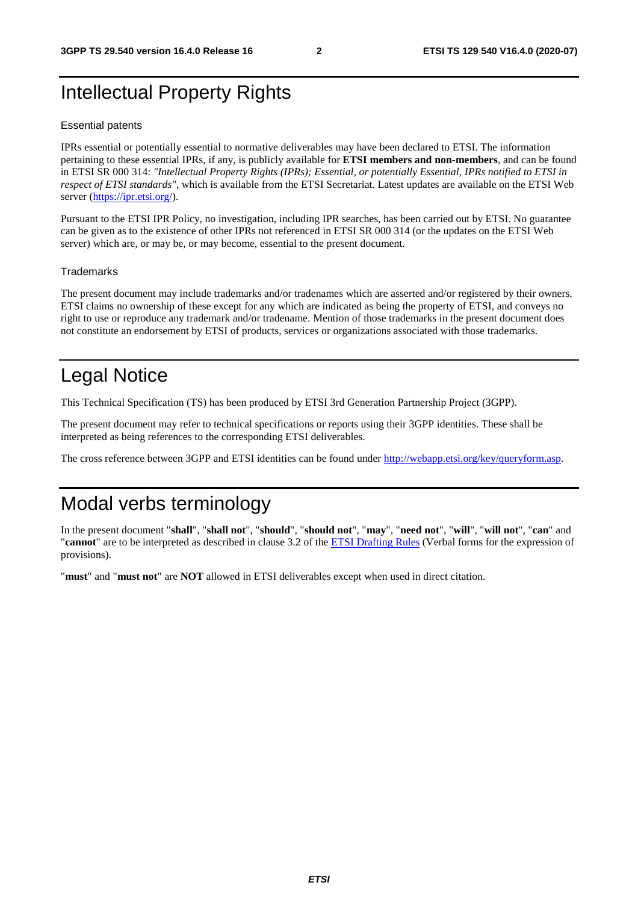# Intellectual Property Rights

Essential patents

IPRs essential or potentially essential to normative deliverables may have been declared to ETSI. The information pertaining to these essential IPRs, if any, is publicly available for **ETSI members and non-members**, and can be found in ETSI SR 000 314: *"Intellectual Property Rights (IPRs); Essential, or potentially Essential, IPRs notified to ETSI in respect of ETSI standards"*, which is available from the ETSI Secretariat. Latest updates are available on the ETSI Web server (https://ipr.etsi.org/).

Pursuant to the ETSI IPR Policy, no investigation, including IPR searches, has been carried out by ETSI. No guarantee can be given as to the existence of other IPRs not referenced in ETSI SR 000 314 (or the updates on the ETSI Web server) which are, or may be, or may become, essential to the present document.

Trademarks

The present document may include trademarks and/or tradenames which are asserted and/or registered by their owners. ETSI claims no ownership of these except for any which are indicated as being the property of ETSI, and conveys no right to use or reproduce any trademark and/or tradename. Mention of those trademarks in the present document does not constitute an endorsement by ETSI of products, services or organizations associated with those trademarks.

# Legal Notice

This Technical Specification (TS) has been produced by ETSI 3rd Generation Partnership Project (3GPP).

The present document may refer to technical specifications or reports using their 3GPP identities. These shall be interpreted as being references to the corresponding ETSI deliverables.

The cross reference between 3GPP and ETSI identities can be found under http://webapp.etsi.org/key/queryform.asp.

# Modal verbs terminology

In the present document "**shall**", "**shall not**", "**should**", "**should not**", "**may**", "**need not**", "**will**", "**will not**", "**can**" and "**cannot**" are to be interpreted as described in clause 3.2 of the ETSI Drafting Rules (Verbal forms for the expression of provisions).

"**must**" and "**must not**" are **NOT** allowed in ETSI deliverables except when used in direct citation.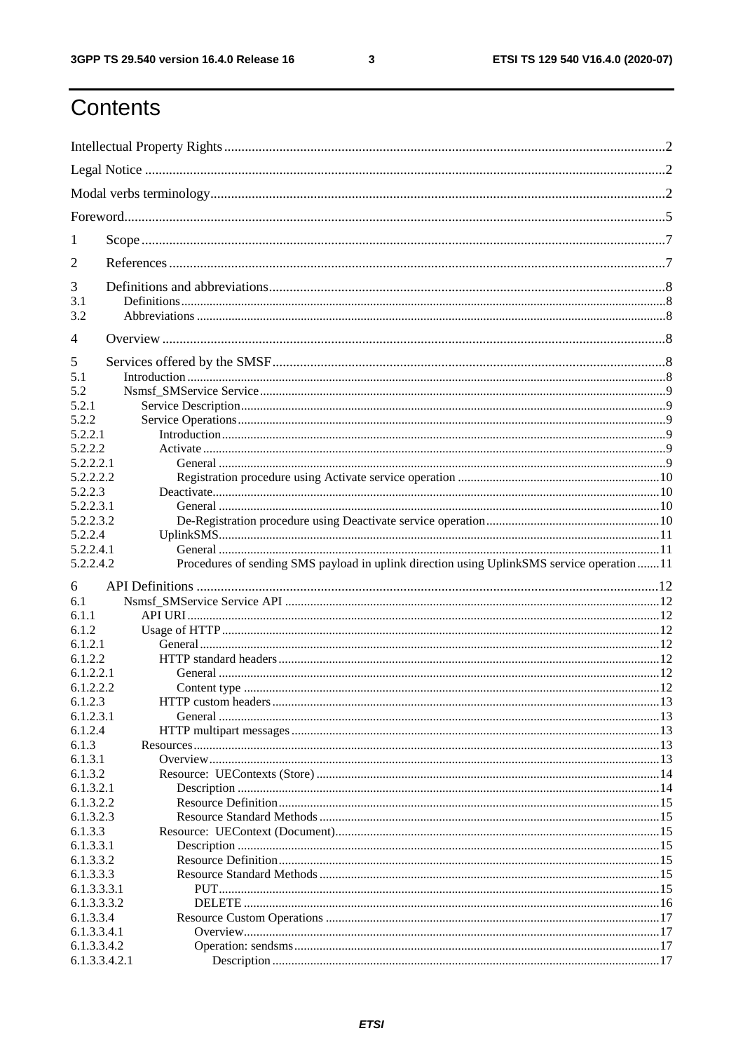# Contents

Intellectual Property Rights ... 2

Legal Notice ... 2

Modal verbs terminology ... 2

Foreword ... 5

1 Scope ... 7

2 References ... 7

3 Definitions and abbreviations ... 8

3.1 Definitions ... 8

3.2 Abbreviations ... 8

4 Overview ... 8

5 Services offered by the SMSF ... 8

5.1 Introduction ... 8

5.2 Nsmsf_SMService Service ... 9

5.2.1 Service Description ... 9

5.2.2 Service Operations ... 9

5.2.2.1 Introduction ... 9

5.2.2.2 Activate ... 9

5.2.2.2.1 General ... 9

5.2.2.2.2 Registration procedure using Activate service operation ... 10

5.2.2.3 Deactivate ... 10

5.2.2.3.1 General ... 10

5.2.2.3.2 De-Registration procedure using Deactivate service operation ... 10

5.2.2.4 UplinkSMS ... 11

5.2.2.4.1 General ... 11

5.2.2.4.2 Procedures of sending SMS payload in uplink direction using UplinkSMS service operation ... 11

6 API Definitions ... 12

6.1 Nsmsf_SMService Service API ... 12

6.1.1 API URI ... 12

6.1.2 Usage of HTTP ... 12

6.1.2.1 General ... 12

6.1.2.2 HTTP standard headers ... 12

6.1.2.2.1 General ... 12

6.1.2.2.2 Content type ... 12

6.1.2.3 HTTP custom headers ... 13

6.1.2.3.1 General ... 13

6.1.2.4 HTTP multipart messages ... 13

6.1.3 Resources ... 13

6.1.3.1 Overview ... 13

6.1.3.2 Resource: UEContexts (Store) ... 14

6.1.3.2.1 Description ... 14

6.1.3.2.2 Resource Definition ... 15

6.1.3.2.3 Resource Standard Methods ... 15

6.1.3.3 Resource: UEContext (Document) ... 15

6.1.3.3.1 Description ... 15

6.1.3.3.2 Resource Definition ... 15

6.1.3.3.3 Resource Standard Methods ... 15

6.1.3.3.3.1 PUT ... 15

6.1.3.3.3.2 DELETE ... 16

6.1.3.3.4 Resource Custom Operations ... 17

6.1.3.3.4.1 Overview ... 17

6.1.3.3.4.2 Operation: sendsms ... 17

6.1.3.3.4.2.1 Description ... 17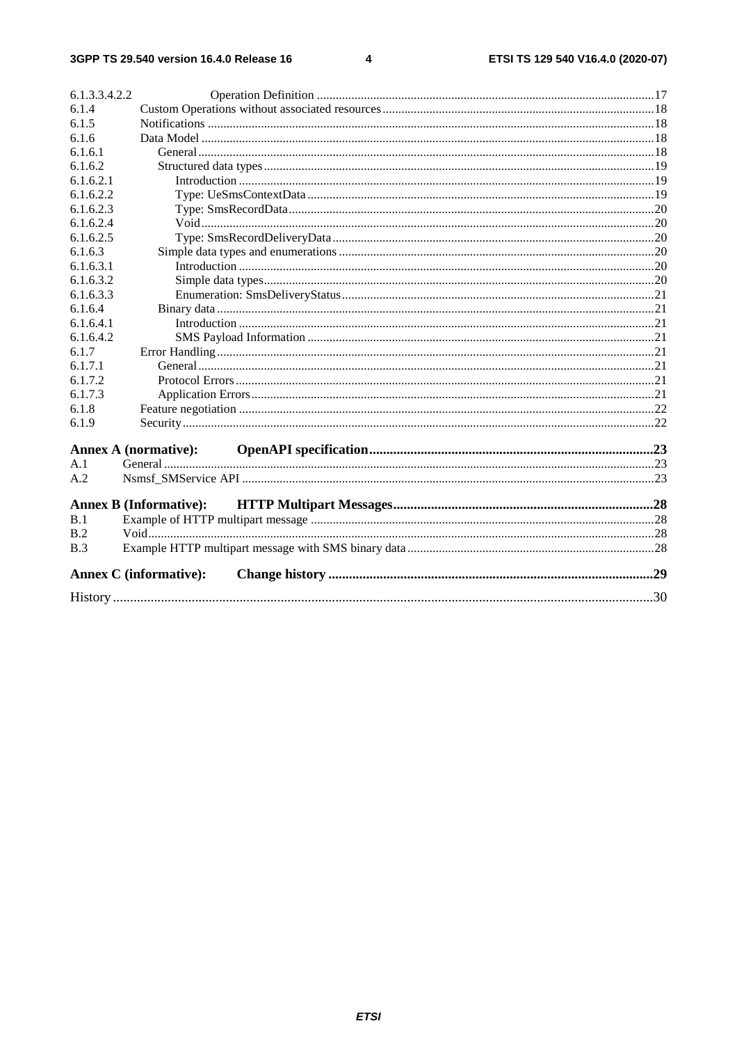6.1.3.3.4.2.2 Operation Definition ....................................................................................................17
6.1.4 Custom Operations without associated resources ....................................................................................18
6.1.5 Notifications ..............................................................................................................................................18
6.1.6 Data Model ................................................................................................................................................18
6.1.6.1 General .................................................................................................................................................18
6.1.6.2 Structured data types ............................................................................................................................19
6.1.6.2.1 Introduction ....................................................................................................................................19
6.1.6.2.2 Type: UeSmsContextData ..............................................................................................................19
6.1.6.2.3 Type: SmsRecordData ....................................................................................................................20
6.1.6.2.4 Void ................................................................................................................................................20
6.1.6.2.5 Type: SmsRecordDeliveryData ......................................................................................................20
6.1.6.3 Simple data types and enumerations ....................................................................................................20
6.1.6.3.1 Introduction ....................................................................................................................................20
6.1.6.3.2 Simple data types ............................................................................................................................20
6.1.6.3.3 Enumeration: SmsDeliveryStatus ...................................................................................................21
6.1.6.4 Binary data ...........................................................................................................................................21
6.1.6.4.1 Introduction ....................................................................................................................................21
6.1.6.4.2 SMS Payload Information ..............................................................................................................21
6.1.7 Error Handling ...........................................................................................................................................21
6.1.7.1 General .................................................................................................................................................21
6.1.7.2 Protocol Errors .....................................................................................................................................21
6.1.7.3 Application Errors ................................................................................................................................21
6.1.8 Feature negotiation ....................................................................................................................................22
6.1.9 Security ......................................................................................................................................................22

**Annex A (normative): OpenAPI specification..................................................................................23**

A.1 General ............................................................................................................................................23
A.2 Nsmsf_SMService API ..................................................................................................................23

**Annex B (Informative): HTTP Multipart Messages............................................................................28**

B.1 Example of HTTP multipart message .............................................................................................28
B.2 Void .................................................................................................................................................28
B.3 Example HTTP multipart message with SMS binary data ..............................................................28

**Annex C (informative): Change history ..............................................................................................29**

History .............................................................................................................................................................30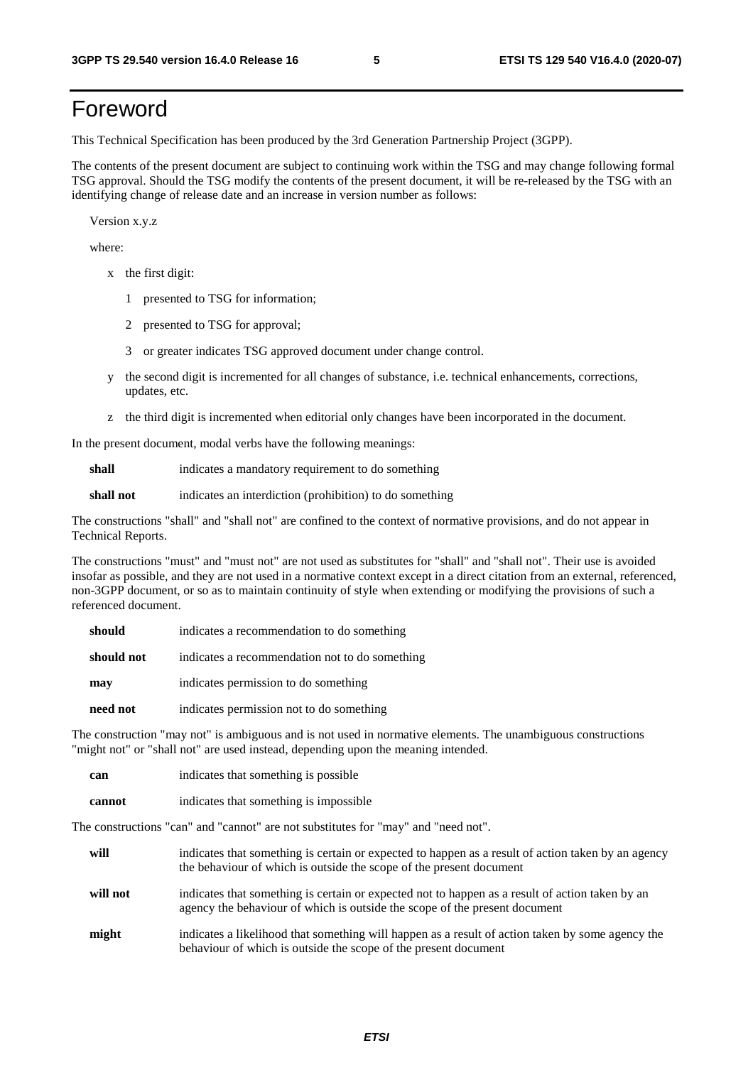# Foreword

This Technical Specification has been produced by the 3rd Generation Partnership Project (3GPP).

The contents of the present document are subject to continuing work within the TSG and may change following formal TSG approval. Should the TSG modify the contents of the present document, it will be re-released by the TSG with an identifying change of release date and an increase in version number as follows:

Version x.y.z

where:

- x the first digit:
  - 1 presented to TSG for information;
  - 2 presented to TSG for approval;
  - 3 or greater indicates TSG approved document under change control.
- y the second digit is incremented for all changes of substance, i.e. technical enhancements, corrections, updates, etc.
- z the third digit is incremented when editorial only changes have been incorporated in the document.

In the present document, modal verbs have the following meanings:

**shall** indicates a mandatory requirement to do something

**shall not** indicates an interdiction (prohibition) to do something

The constructions "shall" and "shall not" are confined to the context of normative provisions, and do not appear in Technical Reports.

The constructions "must" and "must not" are not used as substitutes for "shall" and "shall not". Their use is avoided insofar as possible, and they are not used in a normative context except in a direct citation from an external, referenced, non-3GPP document, or so as to maintain continuity of style when extending or modifying the provisions of such a referenced document.

**should** indicates a recommendation to do something

**should not** indicates a recommendation not to do something

**may** indicates permission to do something

**need not** indicates permission not to do something

The construction "may not" is ambiguous and is not used in normative elements. The unambiguous constructions "might not" or "shall not" are used instead, depending upon the meaning intended.

**can** indicates that something is possible

**cannot** indicates that something is impossible

The constructions "can" and "cannot" are not substitutes for "may" and "need not".

**will** indicates that something is certain or expected to happen as a result of action taken by an agency the behaviour of which is outside the scope of the present document

**will not** indicates that something is certain or expected not to happen as a result of action taken by an agency the behaviour of which is outside the scope of the present document

**might** indicates a likelihood that something will happen as a result of action taken by some agency the behaviour of which is outside the scope of the present document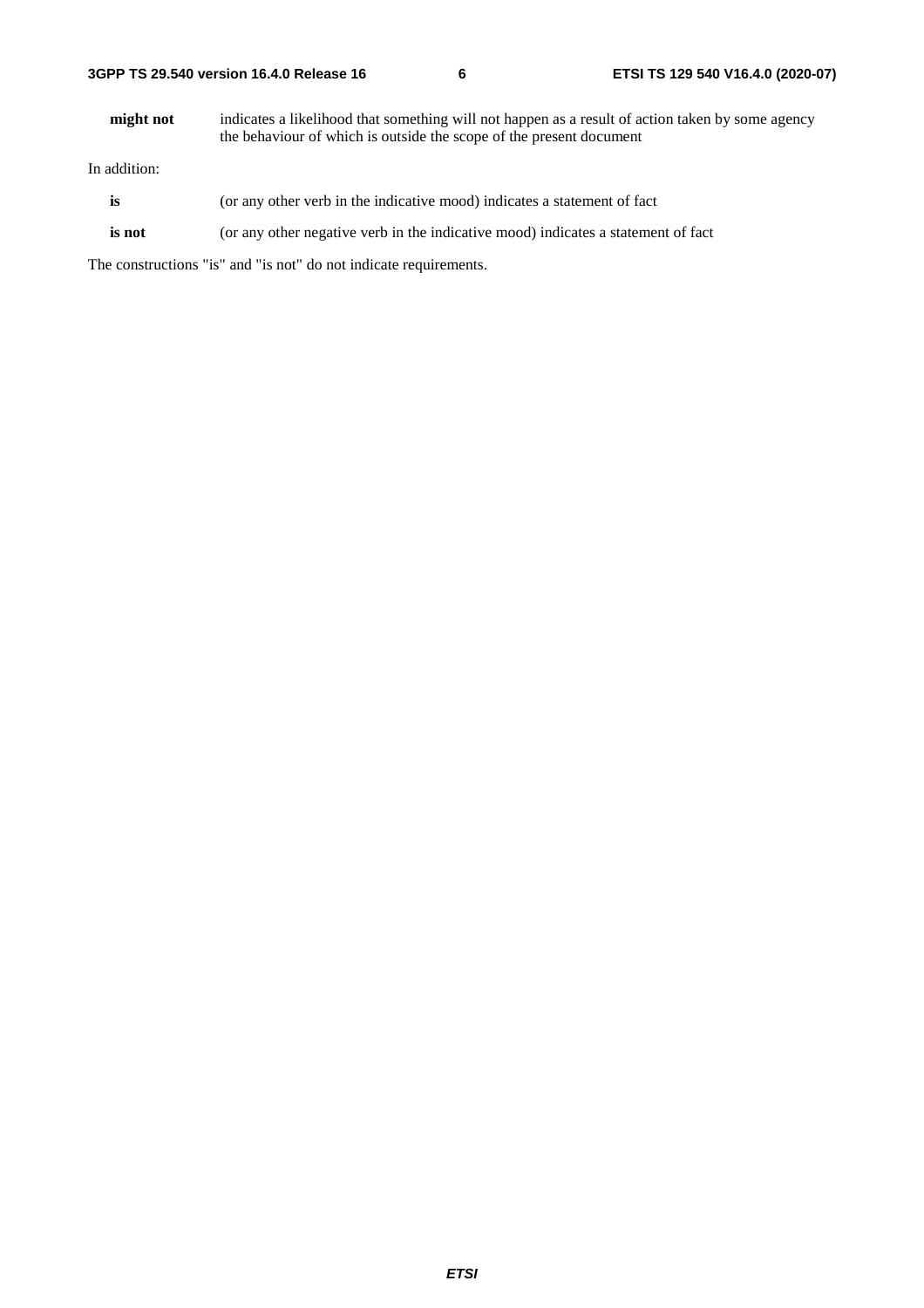**might not** indicates a likelihood that something will not happen as a result of action taken by some agency the behaviour of which is outside the scope of the present document

In addition:

**is** (or any other verb in the indicative mood) indicates a statement of fact

**is not** (or any other negative verb in the indicative mood) indicates a statement of fact

The constructions "is" and "is not" do not indicate requirements.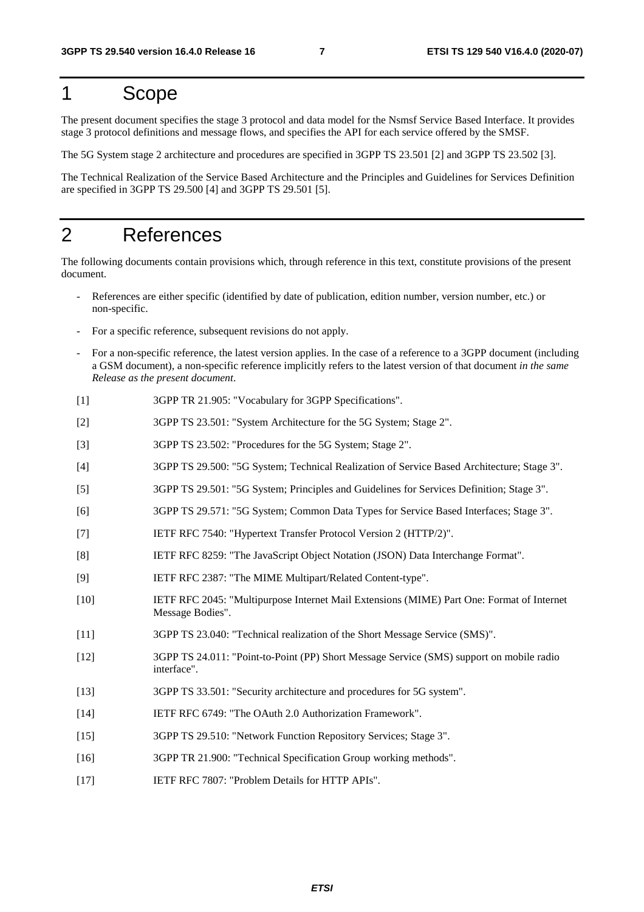# 1 Scope

The present document specifies the stage 3 protocol and data model for the Nsmsf Service Based Interface. It provides stage 3 protocol definitions and message flows, and specifies the API for each service offered by the SMSF.

The 5G System stage 2 architecture and procedures are specified in 3GPP TS 23.501 [2] and 3GPP TS 23.502 [3].

The Technical Realization of the Service Based Architecture and the Principles and Guidelines for Services Definition are specified in 3GPP TS 29.500 [4] and 3GPP TS 29.501 [5].

# 2 References

The following documents contain provisions which, through reference in this text, constitute provisions of the present document.

- References are either specific (identified by date of publication, edition number, version number, etc.) or non-specific.
- For a specific reference, subsequent revisions do not apply.
- For a non-specific reference, the latest version applies. In the case of a reference to a 3GPP document (including a GSM document), a non-specific reference implicitly refers to the latest version of that document *in the same Release as the present document*.

[1] 3GPP TR 21.905: "Vocabulary for 3GPP Specifications".

[2] 3GPP TS 23.501: "System Architecture for the 5G System; Stage 2".

[3] 3GPP TS 23.502: "Procedures for the 5G System; Stage 2".

[4] 3GPP TS 29.500: "5G System; Technical Realization of Service Based Architecture; Stage 3".

[5] 3GPP TS 29.501: "5G System; Principles and Guidelines for Services Definition; Stage 3".

[6] 3GPP TS 29.571: "5G System; Common Data Types for Service Based Interfaces; Stage 3".

[7] IETF RFC 7540: "Hypertext Transfer Protocol Version 2 (HTTP/2)".

[8] IETF RFC 8259: "The JavaScript Object Notation (JSON) Data Interchange Format".

[9] IETF RFC 2387: "The MIME Multipart/Related Content-type".

[10] IETF RFC 2045: "Multipurpose Internet Mail Extensions (MIME) Part One: Format of Internet Message Bodies".

[11] 3GPP TS 23.040: "Technical realization of the Short Message Service (SMS)".

[12] 3GPP TS 24.011: "Point-to-Point (PP) Short Message Service (SMS) support on mobile radio interface".

[13] 3GPP TS 33.501: "Security architecture and procedures for 5G system".

[14] IETF RFC 6749: "The OAuth 2.0 Authorization Framework".

[15] 3GPP TS 29.510: "Network Function Repository Services; Stage 3".

[16] 3GPP TR 21.900: "Technical Specification Group working methods".

[17] IETF RFC 7807: "Problem Details for HTTP APIs".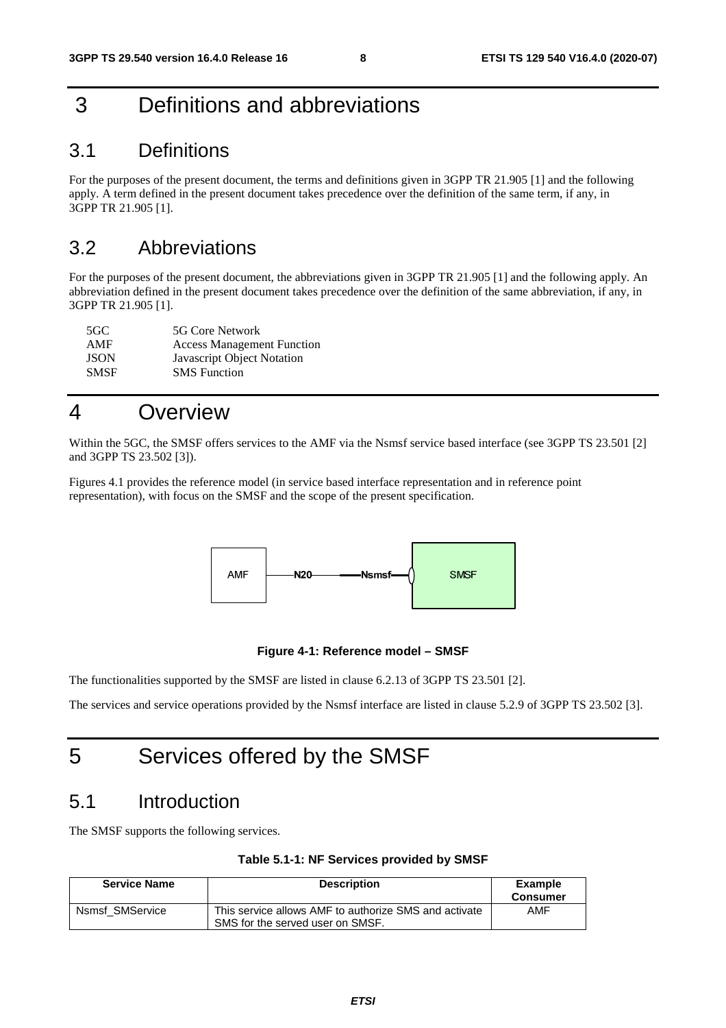# 3 Definitions and abbreviations

## 3.1 Definitions

For the purposes of the present document, the terms and definitions given in 3GPP TR 21.905 [1] and the following apply. A term defined in the present document takes precedence over the definition of the same term, if any, in 3GPP TR 21.905 [1].

## 3.2 Abbreviations

For the purposes of the present document, the abbreviations given in 3GPP TR 21.905 [1] and the following apply. An abbreviation defined in the present document takes precedence over the definition of the same abbreviation, if any, in 3GPP TR 21.905 [1].

| | |
|---|---|
| 5GC | 5G Core Network |
| AMF | Access Management Function |
| JSON | Javascript Object Notation |
| SMSF | SMS Function |

# 4 Overview

Within the 5GC, the SMSF offers services to the AMF via the Nsmsf service based interface (see 3GPP TS 23.501 [2] and 3GPP TS 23.502 [3]).

Figures 4.1 provides the reference model (in service based interface representation and in reference point representation), with focus on the SMSF and the scope of the present specification.

AMF —N20— —Nsmsf— SMSF

**Figure 4-1: Reference model – SMSF**

The functionalities supported by the SMSF are listed in clause 6.2.13 of 3GPP TS 23.501 [2].

The services and service operations provided by the Nsmsf interface are listed in clause 5.2.9 of 3GPP TS 23.502 [3].

# 5 Services offered by the SMSF

## 5.1 Introduction

The SMSF supports the following services.

**Table 5.1-1: NF Services provided by SMSF**

| Service Name | Description | Example Consumer |
|---|---|---|
| Nsmsf_SMService | This service allows AMF to authorize SMS and activate SMS for the served user on SMSF. | AMF |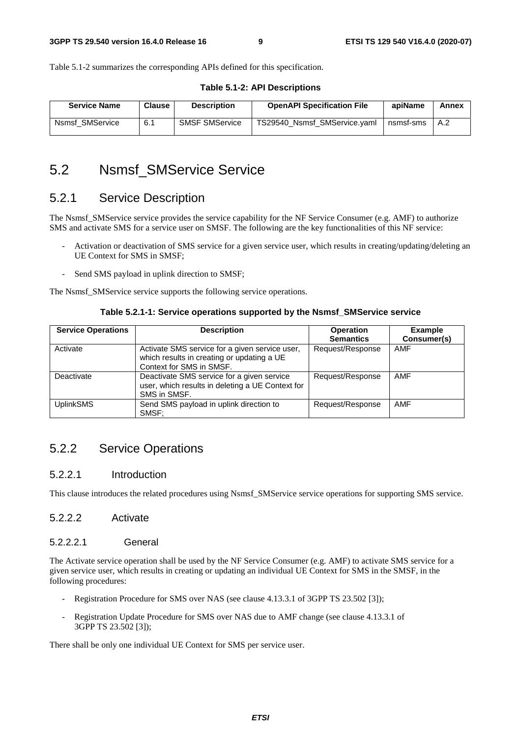Table 5.1-2 summarizes the corresponding APIs defined for this specification.

**Table 5.1-2: API Descriptions**

| Service Name | Clause | Description | OpenAPI Specification File | apiName | Annex |
| --- | --- | --- | --- | --- | --- |
| Nsmsf_SMService | 6.1 | SMSF SMService | TS29540_Nsmsf_SMService.yaml | nsmsf-sms | A.2 |

# 5.2 Nsmsf_SMService Service

## 5.2.1 Service Description

The Nsmsf_SMService service provides the service capability for the NF Service Consumer (e.g. AMF) to authorize SMS and activate SMS for a service user on SMSF. The following are the key functionalities of this NF service:

- Activation or deactivation of SMS service for a given service user, which results in creating/updating/deleting an UE Context for SMS in SMSF;
- Send SMS payload in uplink direction to SMSF;

The Nsmsf_SMService service supports the following service operations.

**Table 5.2.1-1: Service operations supported by the Nsmsf_SMService service**

| Service Operations | Description | Operation Semantics | Example Consumer(s) |
| --- | --- | --- | --- |
| Activate | Activate SMS service for a given service user, which results in creating or updating a UE Context for SMS in SMSF. | Request/Response | AMF |
| Deactivate | Deactivate SMS service for a given service user, which results in deleting a UE Context for SMS in SMSF. | Request/Response | AMF |
| UplinkSMS | Send SMS payload in uplink direction to SMSF; | Request/Response | AMF |

## 5.2.2 Service Operations

### 5.2.2.1 Introduction

This clause introduces the related procedures using Nsmsf_SMService service operations for supporting SMS service.

### 5.2.2.2 Activate

#### 5.2.2.2.1 General

The Activate service operation shall be used by the NF Service Consumer (e.g. AMF) to activate SMS service for a given service user, which results in creating or updating an individual UE Context for SMS in the SMSF, in the following procedures:

- Registration Procedure for SMS over NAS (see clause 4.13.3.1 of 3GPP TS 23.502 [3]);
- Registration Update Procedure for SMS over NAS due to AMF change (see clause 4.13.3.1 of 3GPP TS 23.502 [3]);

There shall be only one individual UE Context for SMS per service user.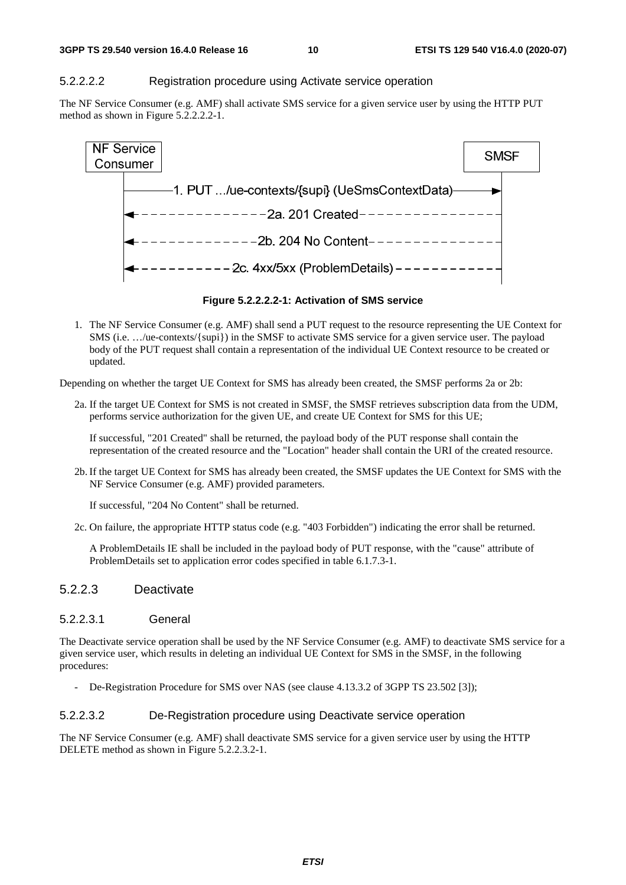#### 5.2.2.2.2 Registration procedure using Activate service operation

The NF Service Consumer (e.g. AMF) shall activate SMS service for a given service user by using the HTTP PUT method as shown in Figure 5.2.2.2.2-1.

**Figure 5.2.2.2.2-1: Activation of SMS service**

1. The NF Service Consumer (e.g. AMF) shall send a PUT request to the resource representing the UE Context for SMS (i.e. …/ue-contexts/{supi}) in the SMSF to activate SMS service for a given service user. The payload body of the PUT request shall contain a representation of the individual UE Context resource to be created or updated.

Depending on whether the target UE Context for SMS has already been created, the SMSF performs 2a or 2b:

2a. If the target UE Context for SMS is not created in SMSF, the SMSF retrieves subscription data from the UDM, performs service authorization for the given UE, and create UE Context for SMS for this UE;

If successful, "201 Created" shall be returned, the payload body of the PUT response shall contain the representation of the created resource and the "Location" header shall contain the URI of the created resource.

2b. If the target UE Context for SMS has already been created, the SMSF updates the UE Context for SMS with the NF Service Consumer (e.g. AMF) provided parameters.

If successful, "204 No Content" shall be returned.

2c. On failure, the appropriate HTTP status code (e.g. "403 Forbidden") indicating the error shall be returned.

A ProblemDetails IE shall be included in the payload body of PUT response, with the "cause" attribute of ProblemDetails set to application error codes specified in table 6.1.7.3-1.

### 5.2.2.3 Deactivate

#### 5.2.2.3.1 General

The Deactivate service operation shall be used by the NF Service Consumer (e.g. AMF) to deactivate SMS service for a given service user, which results in deleting an individual UE Context for SMS in the SMSF, in the following procedures:

- De-Registration Procedure for SMS over NAS (see clause 4.13.3.2 of 3GPP TS 23.502 [3]);

#### 5.2.2.3.2 De-Registration procedure using Deactivate service operation

The NF Service Consumer (e.g. AMF) shall deactivate SMS service for a given service user by using the HTTP DELETE method as shown in Figure 5.2.2.3.2-1.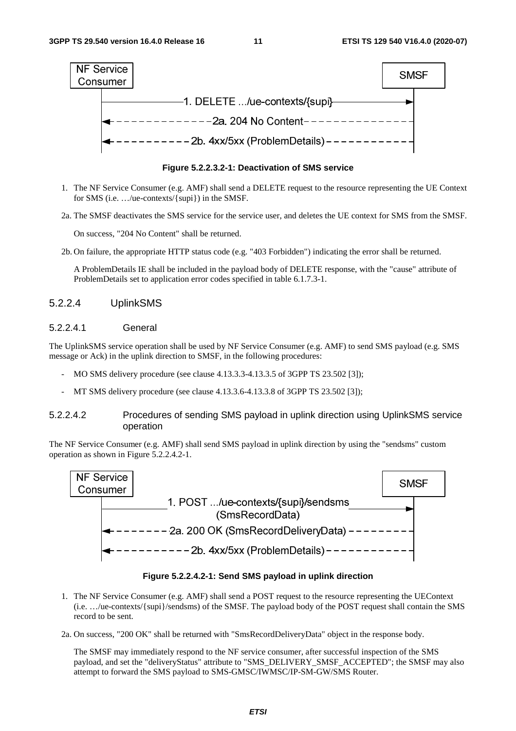**Figure 5.2.2.3.2-1: Deactivation of SMS service**

1. The NF Service Consumer (e.g. AMF) shall send a DELETE request to the resource representing the UE Context for SMS (i.e. …/ue-contexts/{supi}) in the SMSF.

2a. The SMSF deactivates the SMS service for the service user, and deletes the UE context for SMS from the SMSF.

On success, "204 No Content" shall be returned.

2b. On failure, the appropriate HTTP status code (e.g. "403 Forbidden") indicating the error shall be returned.

A ProblemDetails IE shall be included in the payload body of DELETE response, with the "cause" attribute of ProblemDetails set to application error codes specified in table 6.1.7.3-1.

#### 5.2.2.4 UplinkSMS

##### 5.2.2.4.1 General

The UplinkSMS service operation shall be used by NF Service Consumer (e.g. AMF) to send SMS payload (e.g. SMS message or Ack) in the uplink direction to SMSF, in the following procedures:

- MO SMS delivery procedure (see clause 4.13.3.3-4.13.3.5 of 3GPP TS 23.502 [3]);
- MT SMS delivery procedure (see clause 4.13.3.6-4.13.3.8 of 3GPP TS 23.502 [3]);

##### 5.2.2.4.2 Procedures of sending SMS payload in uplink direction using UplinkSMS service operation

The NF Service Consumer (e.g. AMF) shall send SMS payload in uplink direction by using the "sendsms" custom operation as shown in Figure 5.2.2.4.2-1.

**Figure 5.2.2.4.2-1: Send SMS payload in uplink direction**

1. The NF Service Consumer (e.g. AMF) shall send a POST request to the resource representing the UEContext (i.e. …/ue-contexts/{supi}/sendsms) of the SMSF. The payload body of the POST request shall contain the SMS record to be sent.

2a. On success, "200 OK" shall be returned with "SmsRecordDeliveryData" object in the response body.

The SMSF may immediately respond to the NF service consumer, after successful inspection of the SMS payload, and set the "deliveryStatus" attribute to "SMS_DELIVERY_SMSF_ACCEPTED"; the SMSF may also attempt to forward the SMS payload to SMS-GMSC/IWMSC/IP-SM-GW/SMS Router.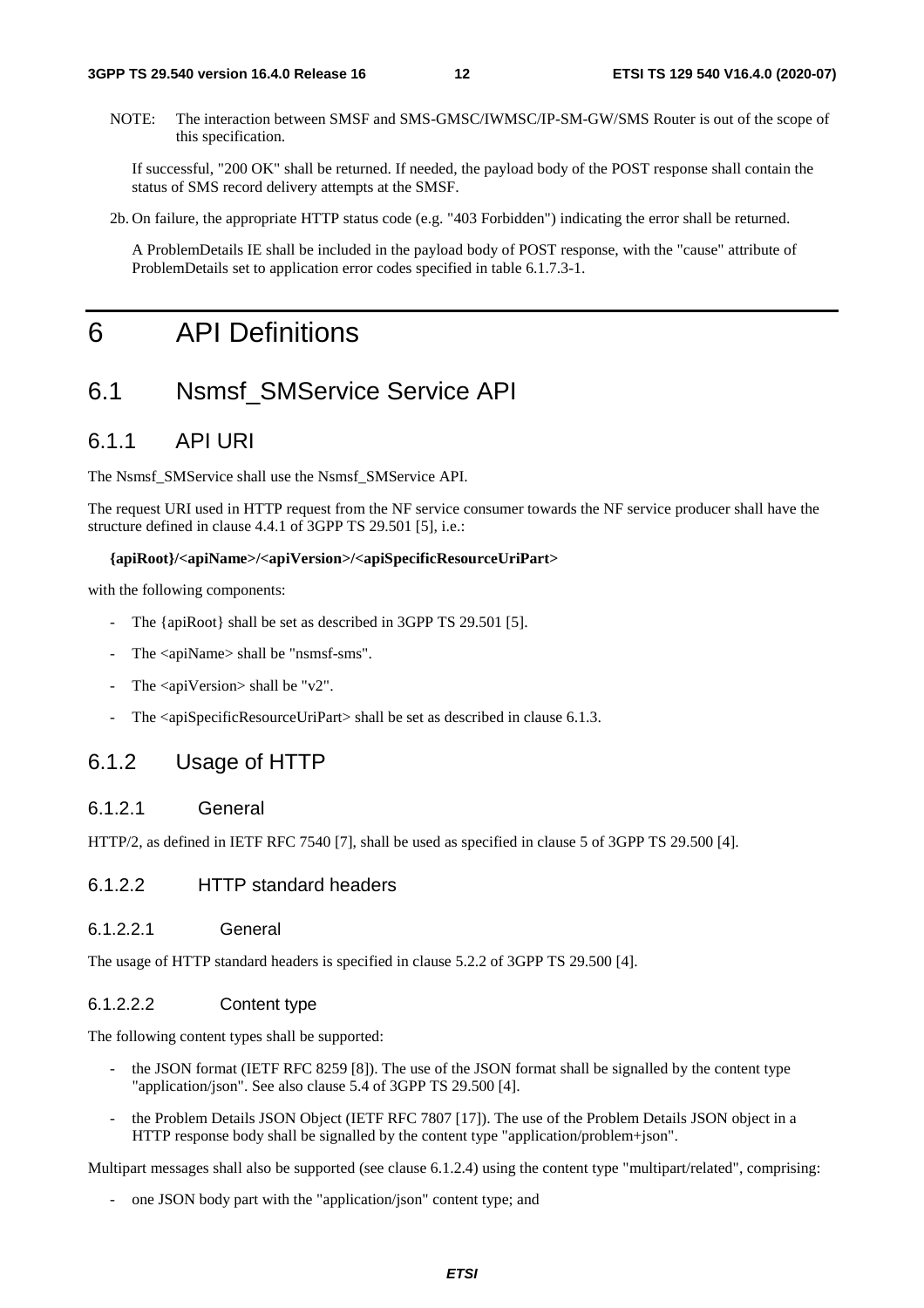NOTE: The interaction between SMSF and SMS-GMSC/IWMSC/IP-SM-GW/SMS Router is out of the scope of this specification.

If successful, "200 OK" shall be returned. If needed, the payload body of the POST response shall contain the status of SMS record delivery attempts at the SMSF.

2b. On failure, the appropriate HTTP status code (e.g. "403 Forbidden") indicating the error shall be returned.

A ProblemDetails IE shall be included in the payload body of POST response, with the "cause" attribute of ProblemDetails set to application error codes specified in table 6.1.7.3-1.

# 6 API Definitions

## 6.1 Nsmsf_SMService Service API

### 6.1.1 API URI

The Nsmsf_SMService shall use the Nsmsf_SMService API.

The request URI used in HTTP request from the NF service consumer towards the NF service producer shall have the structure defined in clause 4.4.1 of 3GPP TS 29.501 [5], i.e.:

**{apiRoot}/<apiName>/<apiVersion>/<apiSpecificResourceUriPart>**

with the following components:

- The {apiRoot} shall be set as described in 3GPP TS 29.501 [5].
- The <apiName> shall be "nsmsf-sms".
- The <apiVersion> shall be "v2".
- The <apiSpecificResourceUriPart> shall be set as described in clause 6.1.3.

### 6.1.2 Usage of HTTP

#### 6.1.2.1 General

HTTP/2, as defined in IETF RFC 7540 [7], shall be used as specified in clause 5 of 3GPP TS 29.500 [4].

#### 6.1.2.2 HTTP standard headers

##### 6.1.2.2.1 General

The usage of HTTP standard headers is specified in clause 5.2.2 of 3GPP TS 29.500 [4].

##### 6.1.2.2.2 Content type

The following content types shall be supported:

- the JSON format (IETF RFC 8259 [8]). The use of the JSON format shall be signalled by the content type "application/json". See also clause 5.4 of 3GPP TS 29.500 [4].
- the Problem Details JSON Object (IETF RFC 7807 [17]). The use of the Problem Details JSON object in a HTTP response body shall be signalled by the content type "application/problem+json".

Multipart messages shall also be supported (see clause 6.1.2.4) using the content type "multipart/related", comprising:

- one JSON body part with the "application/json" content type; and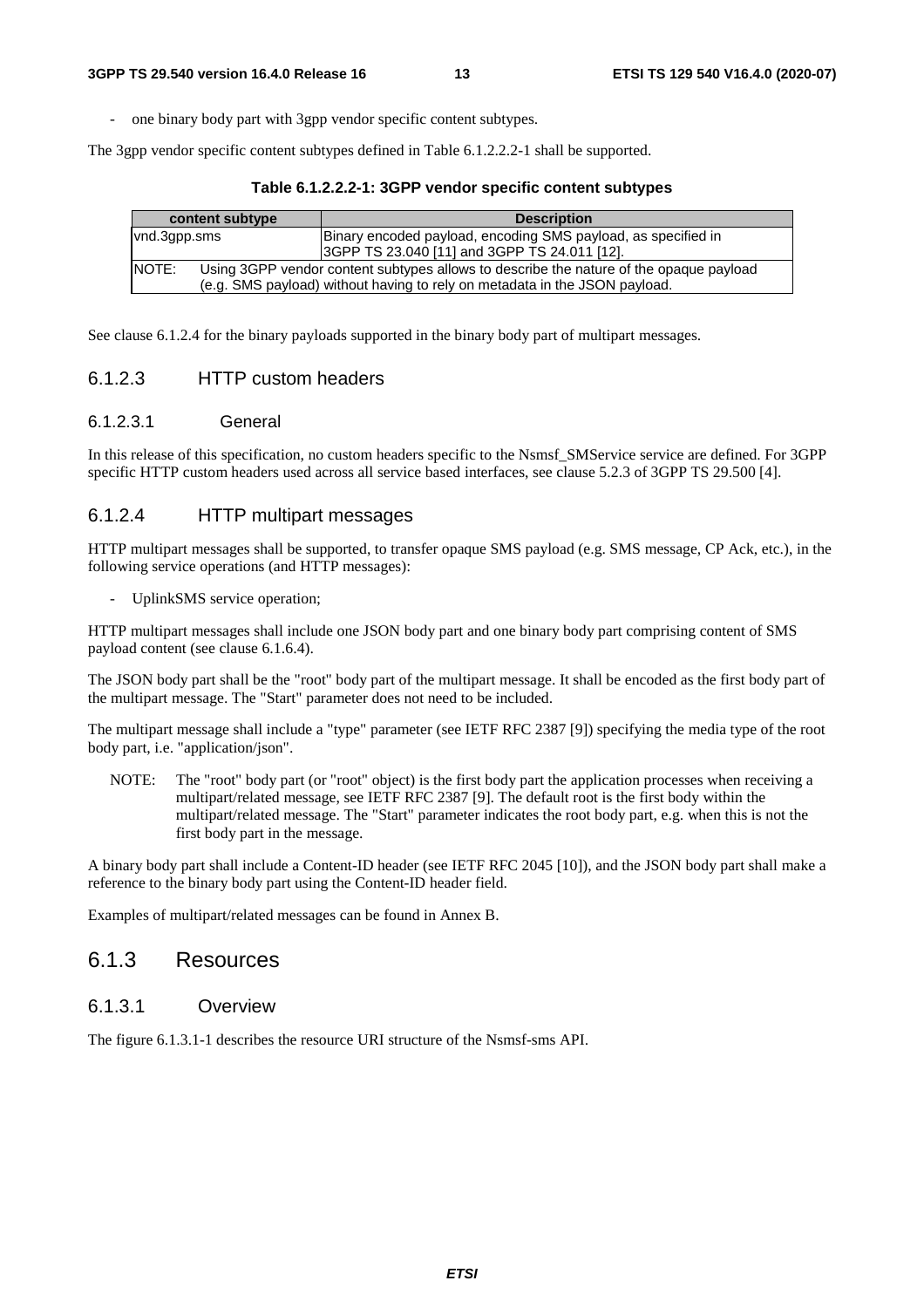- one binary body part with 3gpp vendor specific content subtypes.

The 3gpp vendor specific content subtypes defined in Table 6.1.2.2.2-1 shall be supported.

**Table 6.1.2.2.2-1: 3GPP vendor specific content subtypes**

| content subtype | Description |
| --- | --- |
| vnd.3gpp.sms | Binary encoded payload, encoding SMS payload, as specified in 3GPP TS 23.040 [11] and 3GPP TS 24.011 [12]. |
| NOTE: Using 3GPP vendor content subtypes allows to describe the nature of the opaque payload (e.g. SMS payload) without having to rely on metadata in the JSON payload. | |

See clause 6.1.2.4 for the binary payloads supported in the binary body part of multipart messages.

### 6.1.2.3 HTTP custom headers

#### 6.1.2.3.1 General

In this release of this specification, no custom headers specific to the Nsmsf_SMService service are defined. For 3GPP specific HTTP custom headers used across all service based interfaces, see clause 5.2.3 of 3GPP TS 29.500 [4].

### 6.1.2.4 HTTP multipart messages

HTTP multipart messages shall be supported, to transfer opaque SMS payload (e.g. SMS message, CP Ack, etc.), in the following service operations (and HTTP messages):

- UplinkSMS service operation;

HTTP multipart messages shall include one JSON body part and one binary body part comprising content of SMS payload content (see clause 6.1.6.4).

The JSON body part shall be the "root" body part of the multipart message. It shall be encoded as the first body part of the multipart message. The "Start" parameter does not need to be included.

The multipart message shall include a "type" parameter (see IETF RFC 2387 [9]) specifying the media type of the root body part, i.e. "application/json".

NOTE: The "root" body part (or "root" object) is the first body part the application processes when receiving a multipart/related message, see IETF RFC 2387 [9]. The default root is the first body within the multipart/related message. The "Start" parameter indicates the root body part, e.g. when this is not the first body part in the message.

A binary body part shall include a Content-ID header (see IETF RFC 2045 [10]), and the JSON body part shall make a reference to the binary body part using the Content-ID header field.

Examples of multipart/related messages can be found in Annex B.

## 6.1.3 Resources

### 6.1.3.1 Overview

The figure 6.1.3.1-1 describes the resource URI structure of the Nsmsf-sms API.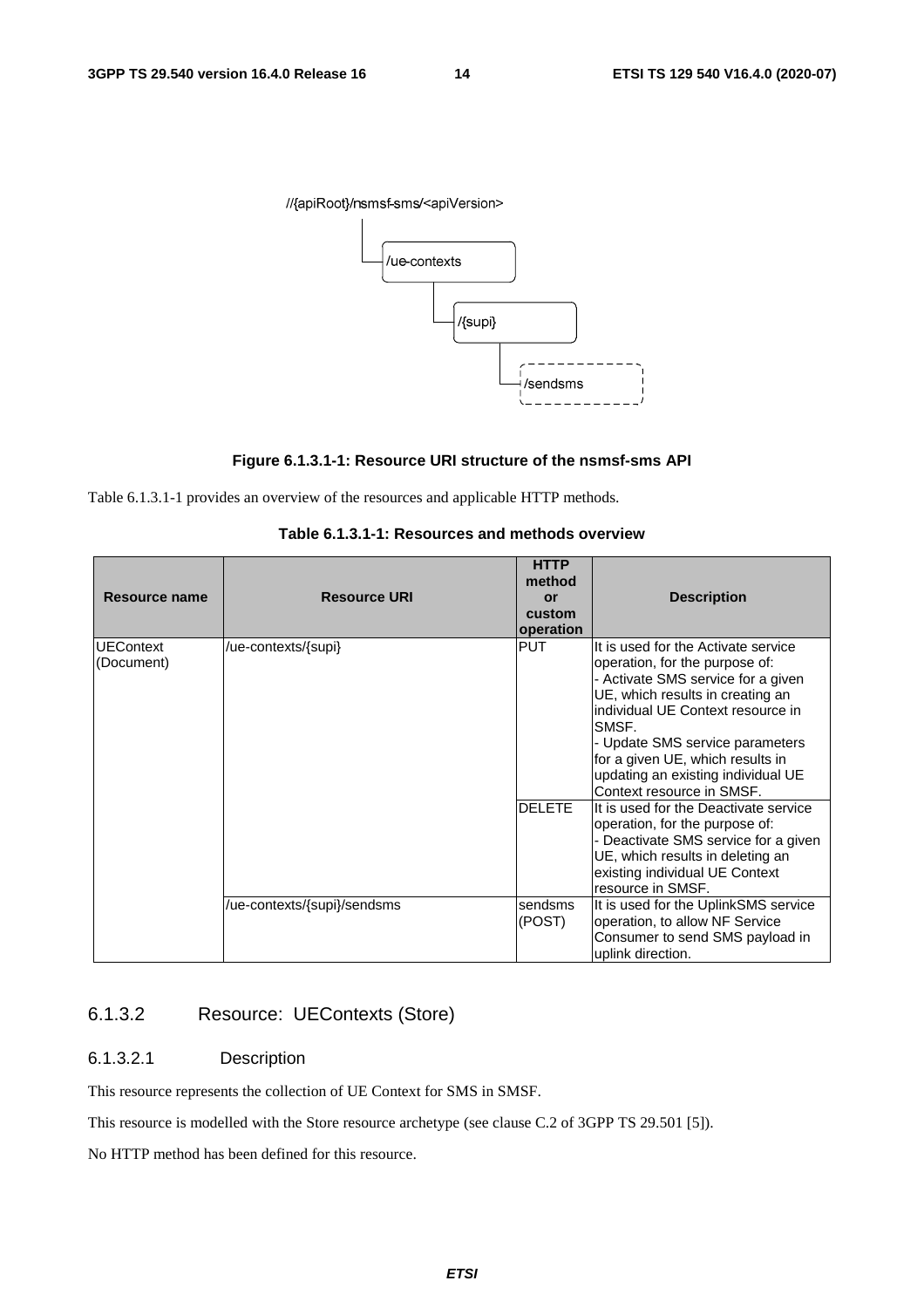//{apiRoot}/nsmsf-sms/<apiVersion>

/ue-contexts

/{supi}

/sendsms

**Figure 6.1.3.1-1: Resource URI structure of the nsmsf-sms API**

Table 6.1.3.1-1 provides an overview of the resources and applicable HTTP methods.

**Table 6.1.3.1-1: Resources and methods overview**

| Resource name | Resource URI | HTTP method or custom operation | Description |
|---|---|---|---|
| UEContext (Document) | /ue-contexts/{supi} | PUT | It is used for the Activate service operation, for the purpose of:<br>- Activate SMS service for a given UE, which results in creating an individual UE Context resource in SMSF.<br>- Update SMS service parameters for a given UE, which results in updating an existing individual UE Context resource in SMSF. |
| | | DELETE | It is used for the Deactivate service operation, for the purpose of:<br>- Deactivate SMS service for a given UE, which results in deleting an existing individual UE Context resource in SMSF. |
| | /ue-contexts/{supi}/sendsms | sendsms (POST) | It is used for the UplinkSMS service operation, to allow NF Service Consumer to send SMS payload in uplink direction. |

### 6.1.3.2 Resource: UEContexts (Store)

#### 6.1.3.2.1 Description

This resource represents the collection of UE Context for SMS in SMSF.

This resource is modelled with the Store resource archetype (see clause C.2 of 3GPP TS 29.501 [5]).

No HTTP method has been defined for this resource.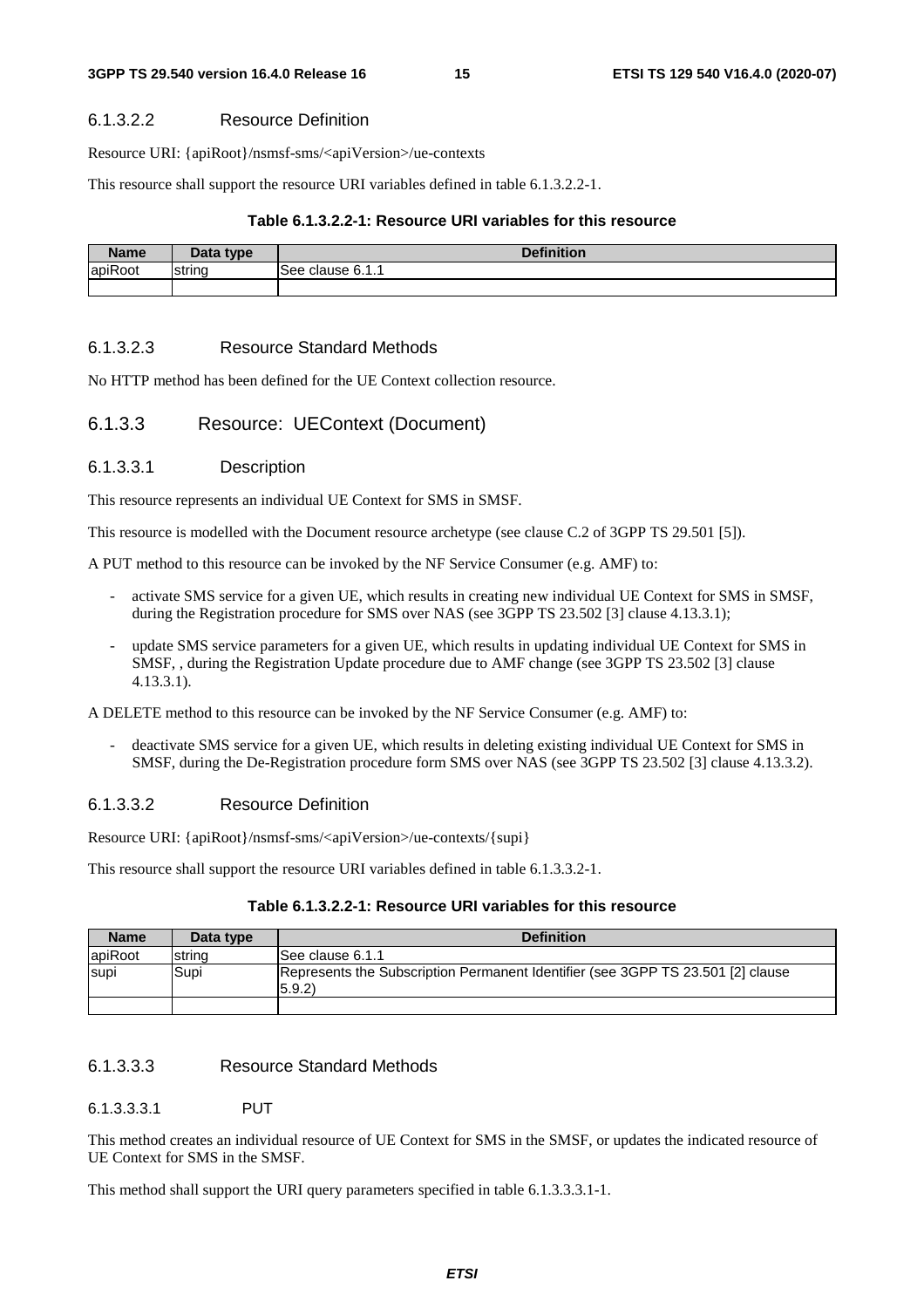#### 6.1.3.2.2 Resource Definition

Resource URI: {apiRoot}/nsmsf-sms/<apiVersion>/ue-contexts

This resource shall support the resource URI variables defined in table 6.1.3.2.2-1.

**Table 6.1.3.2.2-1: Resource URI variables for this resource**

| Name | Data type | Definition |
| --- | --- | --- |
| apiRoot | string | See clause 6.1.1 |
| | | |

#### 6.1.3.2.3 Resource Standard Methods

No HTTP method has been defined for the UE Context collection resource.

### 6.1.3.3 Resource: UEContext (Document)

#### 6.1.3.3.1 Description

This resource represents an individual UE Context for SMS in SMSF.

This resource is modelled with the Document resource archetype (see clause C.2 of 3GPP TS 29.501 [5]).

A PUT method to this resource can be invoked by the NF Service Consumer (e.g. AMF) to:

- activate SMS service for a given UE, which results in creating new individual UE Context for SMS in SMSF, during the Registration procedure for SMS over NAS (see 3GPP TS 23.502 [3] clause 4.13.3.1);
- update SMS service parameters for a given UE, which results in updating individual UE Context for SMS in SMSF, , during the Registration Update procedure due to AMF change (see 3GPP TS 23.502 [3] clause 4.13.3.1).

A DELETE method to this resource can be invoked by the NF Service Consumer (e.g. AMF) to:

- deactivate SMS service for a given UE, which results in deleting existing individual UE Context for SMS in SMSF, during the De-Registration procedure form SMS over NAS (see 3GPP TS 23.502 [3] clause 4.13.3.2).

#### 6.1.3.3.2 Resource Definition

Resource URI: {apiRoot}/nsmsf-sms/<apiVersion>/ue-contexts/{supi}

This resource shall support the resource URI variables defined in table 6.1.3.3.2-1.

**Table 6.1.3.2.2-1: Resource URI variables for this resource**

| Name | Data type | Definition |
| --- | --- | --- |
| apiRoot | string | See clause 6.1.1 |
| supi | Supi | Represents the Subscription Permanent Identifier (see 3GPP TS 23.501 [2] clause 5.9.2) |
| | | |

#### 6.1.3.3.3 Resource Standard Methods

##### 6.1.3.3.3.1 PUT

This method creates an individual resource of UE Context for SMS in the SMSF, or updates the indicated resource of UE Context for SMS in the SMSF.

This method shall support the URI query parameters specified in table 6.1.3.3.3.1-1.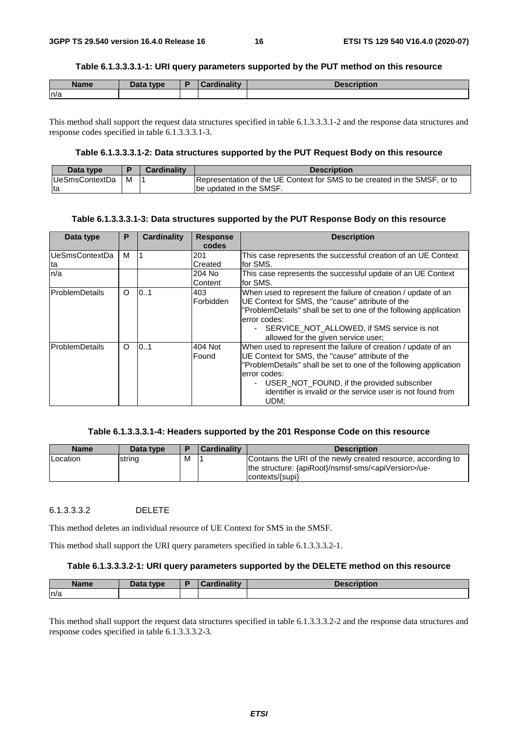**Table 6.1.3.3.3.1-1: URI query parameters supported by the PUT method on this resource**

| Name | Data type | P | Cardinality | Description |
| --- | --- | --- | --- | --- |
| n/a | | | | |

This method shall support the request data structures specified in table 6.1.3.3.3.1-2 and the response data structures and response codes specified in table 6.1.3.3.3.1-3.

**Table 6.1.3.3.3.1-2: Data structures supported by the PUT Request Body on this resource**

| Data type | P | Cardinality | Description |
| --- | --- | --- | --- |
| UeSmsContextData | M | 1 | Representation of the UE Context for SMS to be created in the SMSF, or to be updated in the SMSF. |

**Table 6.1.3.3.3.1-3: Data structures supported by the PUT Response Body on this resource**

| Data type | P | Cardinality | Response codes | Description |
| --- | --- | --- | --- | --- |
| UeSmsContextData | M | 1 | 201 Created | This case represents the successful creation of an UE Context for SMS. |
| n/a | | | 204 No Content | This case represents the successful update of an UE Context for SMS. |
| ProblemDetails | O | 0..1 | 403 Forbidden | When used to represent the failure of creation / update of an UE Context for SMS, the "cause" attribute of the "ProblemDetails" shall be set to one of the following application error codes:<br>- SERVICE_NOT_ALLOWED, if SMS service is not allowed for the given service user; |
| ProblemDetails | O | 0..1 | 404 Not Found | When used to represent the failure of creation / update of an UE Context for SMS, the "cause" attribute of the "ProblemDetails" shall be set to one of the following application error codes:<br>- USER_NOT_FOUND, if the provided subscriber identifier is invalid or the service user is not found from UDM; |

**Table 6.1.3.3.3.1-4: Headers supported by the 201 Response Code on this resource**

| Name | Data type | P | Cardinality | Description |
| --- | --- | --- | --- | --- |
| Location | string | M | 1 | Contains the URI of the newly created resource, according to the structure: {apiRoot}/nsmsf-sms/<apiVersion>/ue-contexts/{supi} |

#### 6.1.3.3.3.2 DELETE

This method deletes an individual resource of UE Context for SMS in the SMSF.

This method shall support the URI query parameters specified in table 6.1.3.3.3.2-1.

**Table 6.1.3.3.3.2-1: URI query parameters supported by the DELETE method on this resource**

| Name | Data type | P | Cardinality | Description |
| --- | --- | --- | --- | --- |
| n/a | | | | |

This method shall support the request data structures specified in table 6.1.3.3.3.2-2 and the response data structures and response codes specified in table 6.1.3.3.3.2-3.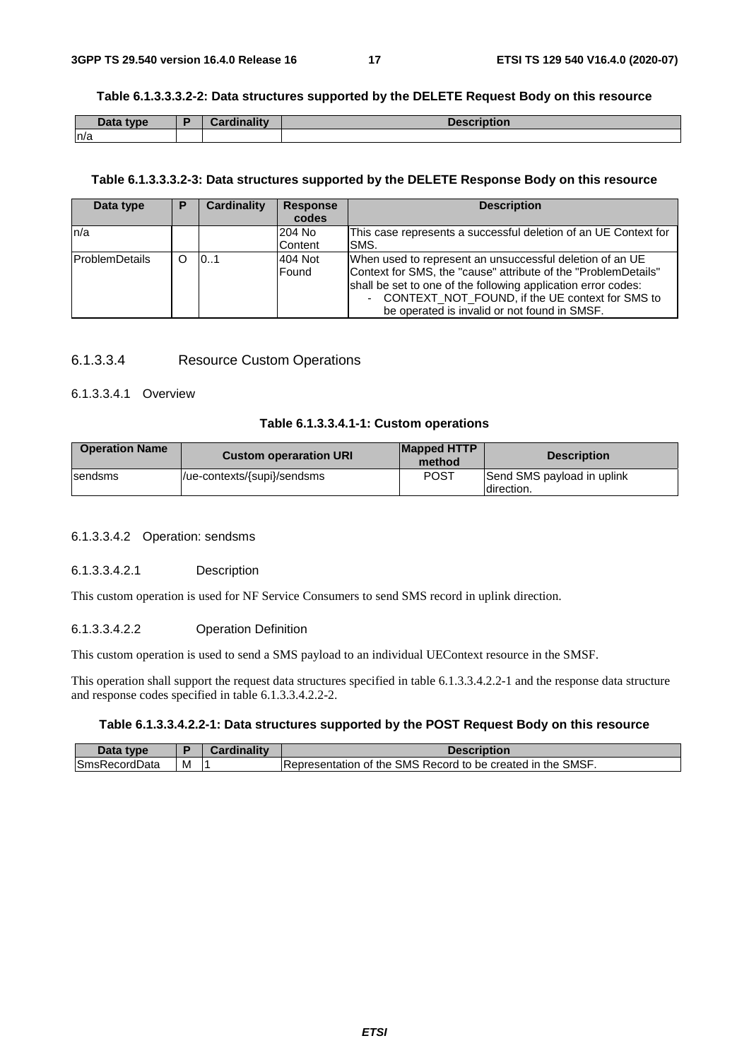**Table 6.1.3.3.3.2-2: Data structures supported by the DELETE Request Body on this resource**

| Data type | P | Cardinality | Description |
| --- | --- | --- | --- |
| n/a | | | |

**Table 6.1.3.3.3.2-3: Data structures supported by the DELETE Response Body on this resource**

| Data type | P | Cardinality | Response codes | Description |
| --- | --- | --- | --- | --- |
| n/a | | | 204 No Content | This case represents a successful deletion of an UE Context for SMS. |
| ProblemDetails | O | 0..1 | 404 Not Found | When used to represent an unsuccessful deletion of an UE Context for SMS, the "cause" attribute of the "ProblemDetails" shall be set to one of the following application error codes:<br>- CONTEXT_NOT_FOUND, if the UE context for SMS to be operated is invalid or not found in SMSF. |

#### 6.1.3.3.4 Resource Custom Operations

##### 6.1.3.3.4.1 Overview

**Table 6.1.3.3.4.1-1: Custom operations**

| Operation Name | Custom operaration URI | Mapped HTTP method | Description |
| --- | --- | --- | --- |
| sendsms | /ue-contexts/{supi}/sendsms | POST | Send SMS payload in uplink direction. |

##### 6.1.3.3.4.2 Operation: sendsms

###### 6.1.3.3.4.2.1 Description

This custom operation is used for NF Service Consumers to send SMS record in uplink direction.

###### 6.1.3.3.4.2.2 Operation Definition

This custom operation is used to send a SMS payload to an individual UEContext resource in the SMSF.

This operation shall support the request data structures specified in table 6.1.3.3.4.2.2-1 and the response data structure and response codes specified in table 6.1.3.3.4.2.2-2.

**Table 6.1.3.3.4.2.2-1: Data structures supported by the POST Request Body on this resource**

| Data type | P | Cardinality | Description |
| --- | --- | --- | --- |
| SmsRecordData | M | 1 | Representation of the SMS Record to be created in the SMSF. |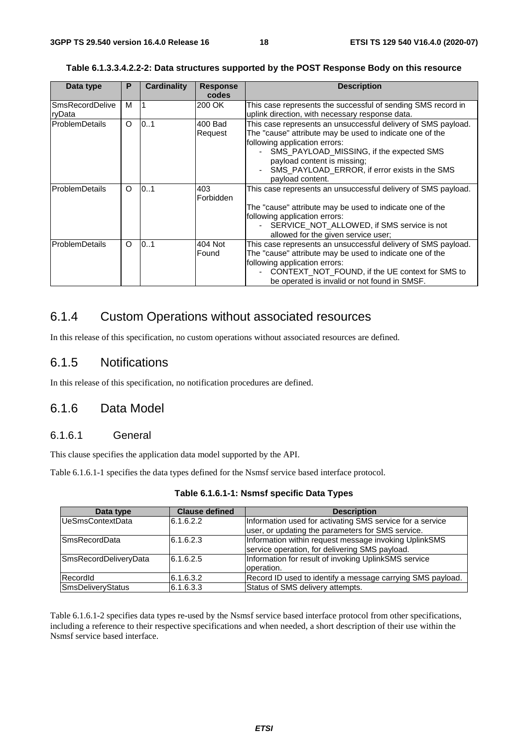**Table 6.1.3.3.4.2.2-2: Data structures supported by the POST Response Body on this resource**

| Data type | P | Cardinality | Response codes | Description |
|---|---|---|---|---|
| SmsRecordDeliveryData | M | 1 | 200 OK | This case represents the successful of sending SMS record in uplink direction, with necessary response data. |
| ProblemDetails | O | 0..1 | 400 Bad Request | This case represents an unsuccessful delivery of SMS payload. The "cause" attribute may be used to indicate one of the following application errors:<br>- SMS_PAYLOAD_MISSING, if the expected SMS payload content is missing;<br>- SMS_PAYLOAD_ERROR, if error exists in the SMS payload content. |
| ProblemDetails | O | 0..1 | 403 Forbidden | This case represents an unsuccessful delivery of SMS payload.<br><br>The "cause" attribute may be used to indicate one of the following application errors:<br>- SERVICE_NOT_ALLOWED, if SMS service is not allowed for the given service user; |
| ProblemDetails | O | 0..1 | 404 Not Found | This case represents an unsuccessful delivery of SMS payload. The "cause" attribute may be used to indicate one of the following application errors:<br>- CONTEXT_NOT_FOUND, if the UE context for SMS to be operated is invalid or not found in SMSF. |

## 6.1.4 Custom Operations without associated resources

In this release of this specification, no custom operations without associated resources are defined.

## 6.1.5 Notifications

In this release of this specification, no notification procedures are defined.

## 6.1.6 Data Model

### 6.1.6.1 General

This clause specifies the application data model supported by the API.

Table 6.1.6.1-1 specifies the data types defined for the Nsmsf service based interface protocol.

**Table 6.1.6.1-1: Nsmsf specific Data Types**

| Data type | Clause defined | Description |
|---|---|---|
| UeSmsContextData | 6.1.6.2.2 | Information used for activating SMS service for a service user, or updating the parameters for SMS service. |
| SmsRecordData | 6.1.6.2.3 | Information within request message invoking UplinkSMS service operation, for delivering SMS payload. |
| SmsRecordDeliveryData | 6.1.6.2.5 | Information for result of invoking UplinkSMS service operation. |
| RecordId | 6.1.6.3.2 | Record ID used to identify a message carrying SMS payload. |
| SmsDeliveryStatus | 6.1.6.3.3 | Status of SMS delivery attempts. |

Table 6.1.6.1-2 specifies data types re-used by the Nsmsf service based interface protocol from other specifications, including a reference to their respective specifications and when needed, a short description of their use within the Nsmsf service based interface.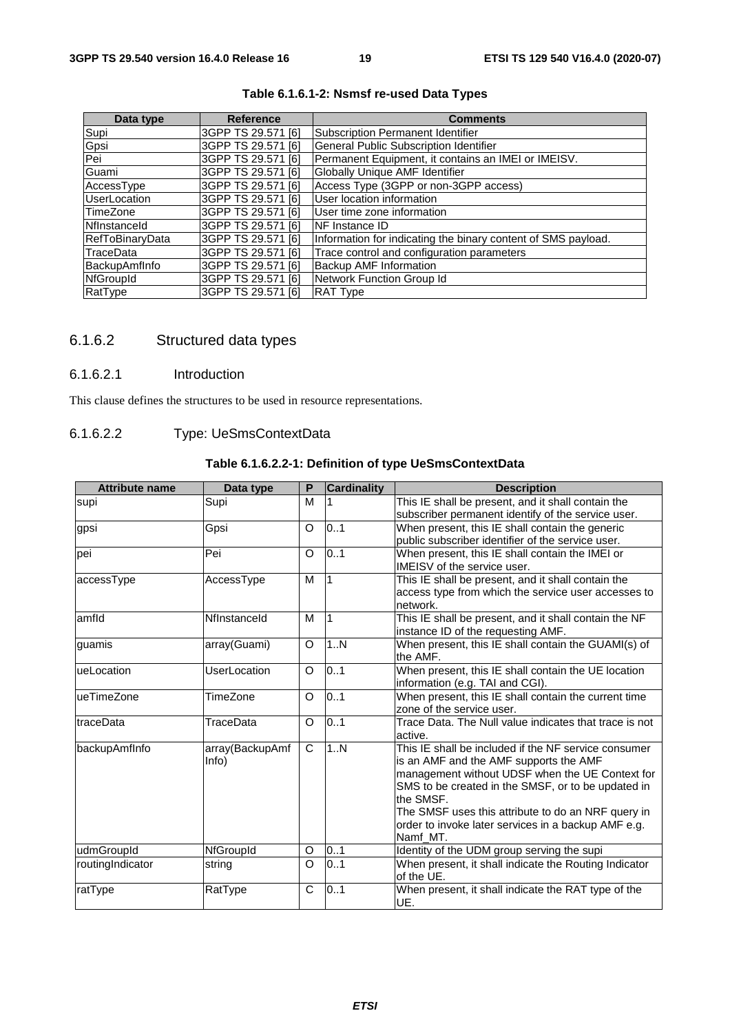**Table 6.1.6.1-2: Nsmsf re-used Data Types**

| Data type | Reference | Comments |
|---|---|---|
| Supi | 3GPP TS 29.571 [6] | Subscription Permanent Identifier |
| Gpsi | 3GPP TS 29.571 [6] | General Public Subscription Identifier |
| Pei | 3GPP TS 29.571 [6] | Permanent Equipment, it contains an IMEI or IMEISV. |
| Guami | 3GPP TS 29.571 [6] | Globally Unique AMF Identifier |
| AccessType | 3GPP TS 29.571 [6] | Access Type (3GPP or non-3GPP access) |
| UserLocation | 3GPP TS 29.571 [6] | User location information |
| TimeZone | 3GPP TS 29.571 [6] | User time zone information |
| NfInstanceId | 3GPP TS 29.571 [6] | NF Instance ID |
| RefToBinaryData | 3GPP TS 29.571 [6] | Information for indicating the binary content of SMS payload. |
| TraceData | 3GPP TS 29.571 [6] | Trace control and configuration parameters |
| BackupAmfInfo | 3GPP TS 29.571 [6] | Backup AMF Information |
| NfGroupId | 3GPP TS 29.571 [6] | Network Function Group Id |
| RatType | 3GPP TS 29.571 [6] | RAT Type |

### 6.1.6.2 Structured data types

#### 6.1.6.2.1 Introduction

This clause defines the structures to be used in resource representations.

#### 6.1.6.2.2 Type: UeSmsContextData

**Table 6.1.6.2.2-1: Definition of type UeSmsContextData**

| Attribute name | Data type | P | Cardinality | Description |
|---|---|---|---|---|
| supi | Supi | M | 1 | This IE shall be present, and it shall contain the subscriber permanent identify of the service user. |
| gpsi | Gpsi | O | 0..1 | When present, this IE shall contain the generic public subscriber identifier of the service user. |
| pei | Pei | O | 0..1 | When present, this IE shall contain the IMEI or IMEISV of the service user. |
| accessType | AccessType | M | 1 | This IE shall be present, and it shall contain the access type from which the service user accesses to network. |
| amfId | NfInstanceId | M | 1 | This IE shall be present, and it shall contain the NF instance ID of the requesting AMF. |
| guamis | array(Guami) | O | 1..N | When present, this IE shall contain the GUAMI(s) of the AMF. |
| ueLocation | UserLocation | O | 0..1 | When present, this IE shall contain the UE location information (e.g. TAI and CGI). |
| ueTimeZone | TimeZone | O | 0..1 | When present, this IE shall contain the current time zone of the service user. |
| traceData | TraceData | O | 0..1 | Trace Data. The Null value indicates that trace is not active. |
| backupAmfInfo | array(BackupAmfInfo) | C | 1..N | This IE shall be included if the NF service consumer is an AMF and the AMF supports the AMF management without UDSF when the UE Context for SMS to be created in the SMSF, or to be updated in the SMSF.<br>The SMSF uses this attribute to do an NRF query in order to invoke later services in a backup AMF e.g. Namf_MT. |
| udmGroupId | NfGroupId | O | 0..1 | Identity of the UDM group serving the supi |
| routingIndicator | string | O | 0..1 | When present, it shall indicate the Routing Indicator of the UE. |
| ratType | RatType | C | 0..1 | When present, it shall indicate the RAT type of the UE. |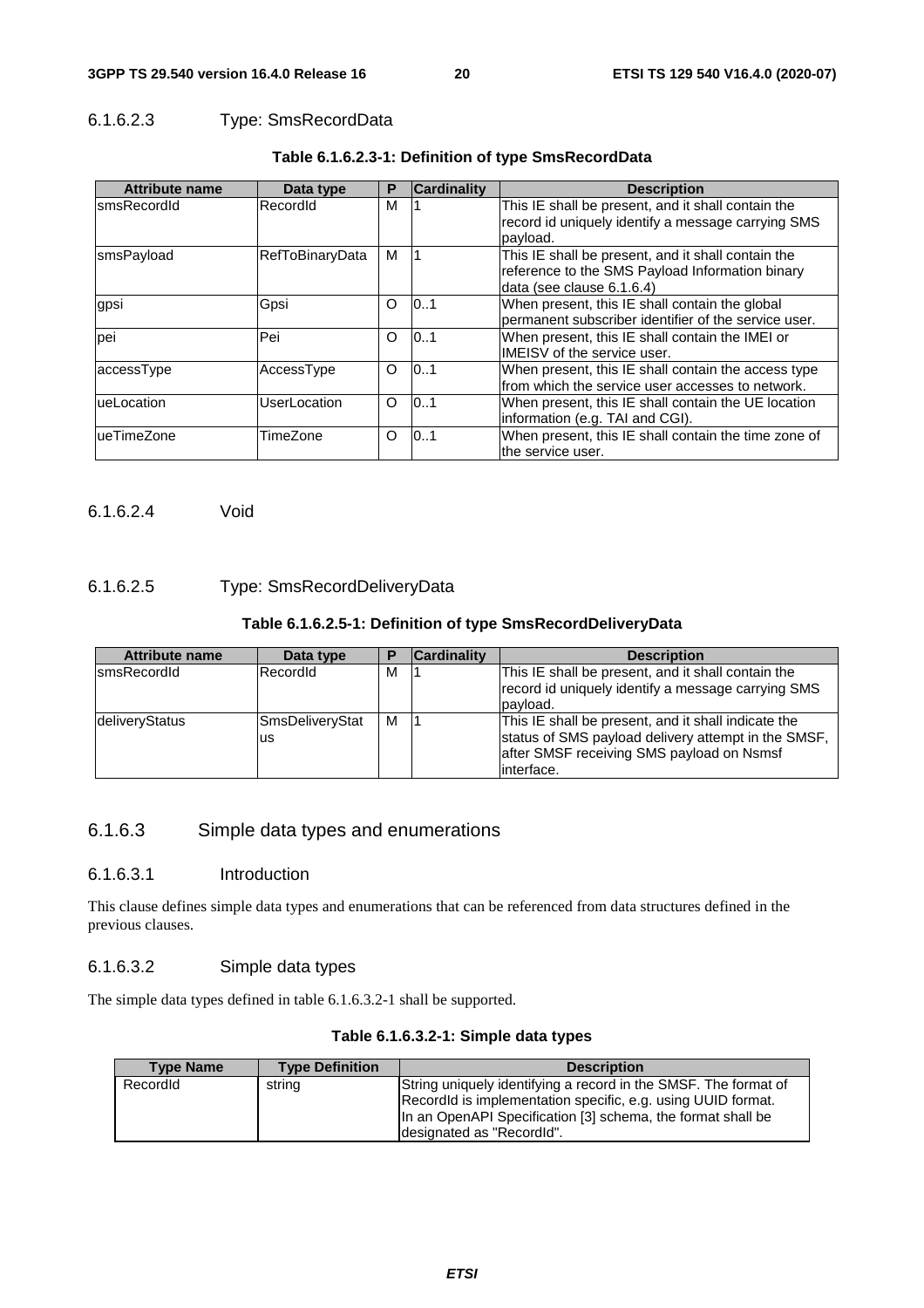#### 6.1.6.2.3 Type: SmsRecordData

**Table 6.1.6.2.3-1: Definition of type SmsRecordData**

| Attribute name | Data type | P | Cardinality | Description |
|---|---|---|---|---|
| smsRecordId | RecordId | M | 1 | This IE shall be present, and it shall contain the record id uniquely identify a message carrying SMS payload. |
| smsPayload | RefToBinaryData | M | 1 | This IE shall be present, and it shall contain the reference to the SMS Payload Information binary data (see clause 6.1.6.4) |
| gpsi | Gpsi | O | 0..1 | When present, this IE shall contain the global permanent subscriber identifier of the service user. |
| pei | Pei | O | 0..1 | When present, this IE shall contain the IMEI or IMEISV of the service user. |
| accessType | AccessType | O | 0..1 | When present, this IE shall contain the access type from which the service user accesses to network. |
| ueLocation | UserLocation | O | 0..1 | When present, this IE shall contain the UE location information (e.g. TAI and CGI). |
| ueTimeZone | TimeZone | O | 0..1 | When present, this IE shall contain the time zone of the service user. |

#### 6.1.6.2.4 Void

#### 6.1.6.2.5 Type: SmsRecordDeliveryData

**Table 6.1.6.2.5-1: Definition of type SmsRecordDeliveryData**

| Attribute name | Data type | P | Cardinality | Description |
|---|---|---|---|---|
| smsRecordId | RecordId | M | 1 | This IE shall be present, and it shall contain the record id uniquely identify a message carrying SMS payload. |
| deliveryStatus | SmsDeliveryStatus | M | 1 | This IE shall be present, and it shall indicate the status of SMS payload delivery attempt in the SMSF, after SMSF receiving SMS payload on Nsmsf interface. |

### 6.1.6.3 Simple data types and enumerations

#### 6.1.6.3.1 Introduction

This clause defines simple data types and enumerations that can be referenced from data structures defined in the previous clauses.

#### 6.1.6.3.2 Simple data types

The simple data types defined in table 6.1.6.3.2-1 shall be supported.

**Table 6.1.6.3.2-1: Simple data types**

| Type Name | Type Definition | Description |
|---|---|---|
| RecordId | string | String uniquely identifying a record in the SMSF. The format of RecordId is implementation specific, e.g. using UUID format. In an OpenAPI Specification [3] schema, the format shall be designated as "RecordId". |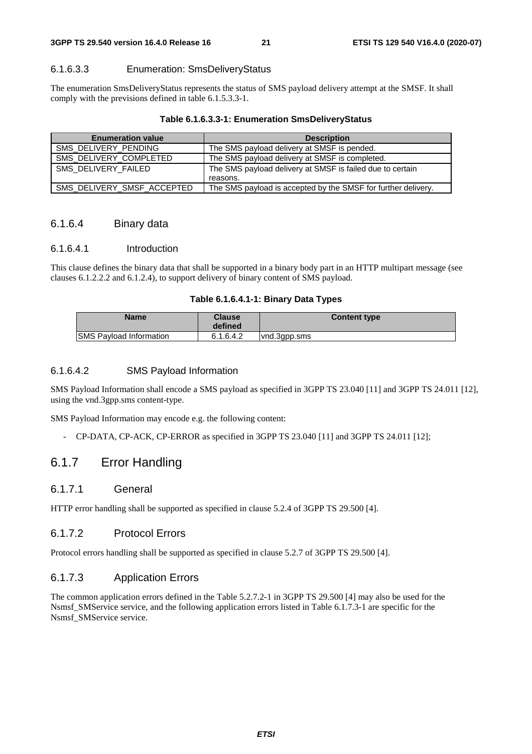#### 6.1.6.3.3 Enumeration: SmsDeliveryStatus

The enumeration SmsDeliveryStatus represents the status of SMS payload delivery attempt at the SMSF. It shall comply with the previsions defined in table 6.1.5.3.3-1.

**Table 6.1.6.3.3-1: Enumeration SmsDeliveryStatus**

| Enumeration value | Description |
| --- | --- |
| SMS_DELIVERY_PENDING | The SMS payload delivery at SMSF is pended. |
| SMS_DELIVERY_COMPLETED | The SMS payload delivery at SMSF is completed. |
| SMS_DELIVERY_FAILED | The SMS payload delivery at SMSF is failed due to certain reasons. |
| SMS_DELIVERY_SMSF_ACCEPTED | The SMS payload is accepted by the SMSF for further delivery. |

### 6.1.6.4 Binary data

#### 6.1.6.4.1 Introduction

This clause defines the binary data that shall be supported in a binary body part in an HTTP multipart message (see clauses 6.1.2.2.2 and 6.1.2.4), to support delivery of binary content of SMS payload.

**Table 6.1.6.4.1-1: Binary Data Types**

| Name | Clause defined | Content type |
| --- | --- | --- |
| SMS Payload Information | 6.1.6.4.2 | vnd.3gpp.sms |

#### 6.1.6.4.2 SMS Payload Information

SMS Payload Information shall encode a SMS payload as specified in 3GPP TS 23.040 [11] and 3GPP TS 24.011 [12], using the vnd.3gpp.sms content-type.

SMS Payload Information may encode e.g. the following content:

- CP-DATA, CP-ACK, CP-ERROR as specified in 3GPP TS 23.040 [11] and 3GPP TS 24.011 [12];

## 6.1.7 Error Handling

### 6.1.7.1 General

HTTP error handling shall be supported as specified in clause 5.2.4 of 3GPP TS 29.500 [4].

### 6.1.7.2 Protocol Errors

Protocol errors handling shall be supported as specified in clause 5.2.7 of 3GPP TS 29.500 [4].

### 6.1.7.3 Application Errors

The common application errors defined in the Table 5.2.7.2-1 in 3GPP TS 29.500 [4] may also be used for the Nsmsf_SMService service, and the following application errors listed in Table 6.1.7.3-1 are specific for the Nsmsf_SMService service.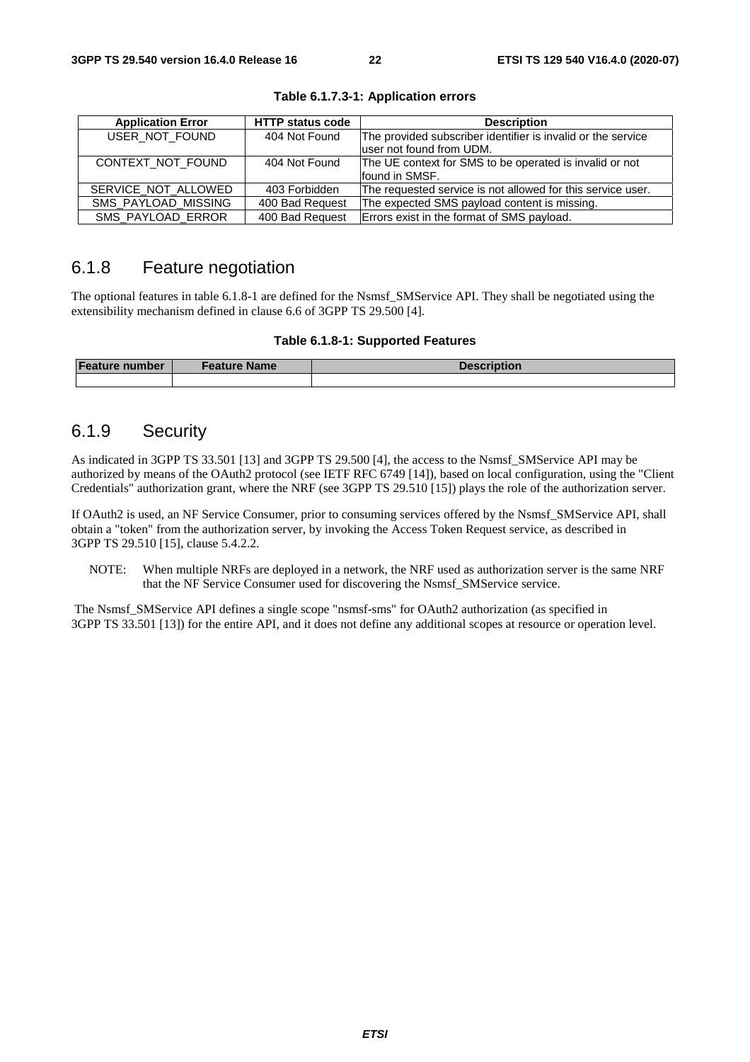**Table 6.1.7.3-1: Application errors**

| Application Error | HTTP status code | Description |
| --- | --- | --- |
| USER_NOT_FOUND | 404 Not Found | The provided subscriber identifier is invalid or the service user not found from UDM. |
| CONTEXT_NOT_FOUND | 404 Not Found | The UE context for SMS to be operated is invalid or not found in SMSF. |
| SERVICE_NOT_ALLOWED | 403 Forbidden | The requested service is not allowed for this service user. |
| SMS_PAYLOAD_MISSING | 400 Bad Request | The expected SMS payload content is missing. |
| SMS_PAYLOAD_ERROR | 400 Bad Request | Errors exist in the format of SMS payload. |

## 6.1.8 Feature negotiation

The optional features in table 6.1.8-1 are defined for the Nsmsf_SMService API. They shall be negotiated using the extensibility mechanism defined in clause 6.6 of 3GPP TS 29.500 [4].

**Table 6.1.8-1: Supported Features**

| Feature number | Feature Name | Description |
| --- | --- | --- |
| | | |

## 6.1.9 Security

As indicated in 3GPP TS 33.501 [13] and 3GPP TS 29.500 [4], the access to the Nsmsf_SMService API may be authorized by means of the OAuth2 protocol (see IETF RFC 6749 [14]), based on local configuration, using the "Client Credentials" authorization grant, where the NRF (see 3GPP TS 29.510 [15]) plays the role of the authorization server.

If OAuth2 is used, an NF Service Consumer, prior to consuming services offered by the Nsmsf_SMService API, shall obtain a "token" from the authorization server, by invoking the Access Token Request service, as described in 3GPP TS 29.510 [15], clause 5.4.2.2.

NOTE: When multiple NRFs are deployed in a network, the NRF used as authorization server is the same NRF that the NF Service Consumer used for discovering the Nsmsf_SMService service.

The Nsmsf_SMService API defines a single scope "nsmsf-sms" for OAuth2 authorization (as specified in 3GPP TS 33.501 [13]) for the entire API, and it does not define any additional scopes at resource or operation level.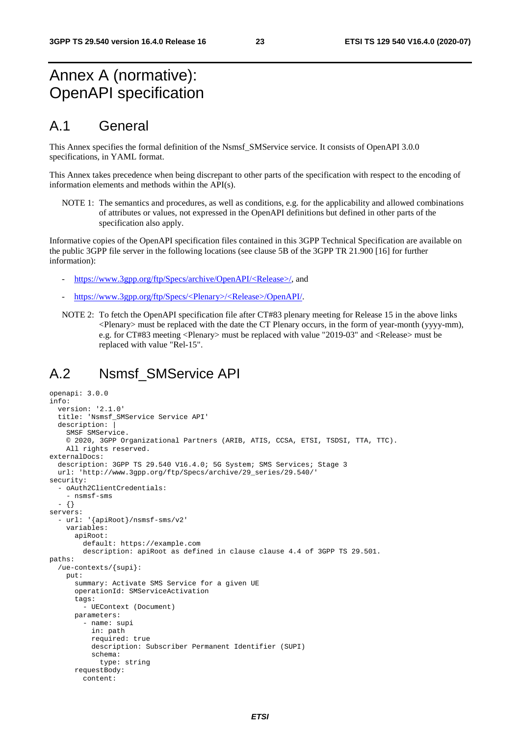# Annex A (normative): OpenAPI specification

## A.1 General

This Annex specifies the formal definition of the Nsmsf_SMService service. It consists of OpenAPI 3.0.0 specifications, in YAML format.

This Annex takes precedence when being discrepant to other parts of the specification with respect to the encoding of information elements and methods within the API(s).

NOTE 1: The semantics and procedures, as well as conditions, e.g. for the applicability and allowed combinations of attributes or values, not expressed in the OpenAPI definitions but defined in other parts of the specification also apply.

Informative copies of the OpenAPI specification files contained in this 3GPP Technical Specification are available on the public 3GPP file server in the following locations (see clause 5B of the 3GPP TR 21.900 [16] for further information):

- https://www.3gpp.org/ftp/Specs/archive/OpenAPI/<Release>/, and
- https://www.3gpp.org/ftp/Specs/<Plenary>/<Release>/OpenAPI/.

NOTE 2: To fetch the OpenAPI specification file after CT#83 plenary meeting for Release 15 in the above links <Plenary> must be replaced with the date the CT Plenary occurs, in the form of year-month (yyyy-mm), e.g. for CT#83 meeting <Plenary> must be replaced with value "2019-03" and <Release> must be replaced with value "Rel-15".

## A.2 Nsmsf_SMService API

```
openapi: 3.0.0
info:
  version: '2.1.0'
  title: 'Nsmsf_SMService Service API'
  description: |
    SMSF SMService.
    © 2020, 3GPP Organizational Partners (ARIB, ATIS, CCSA, ETSI, TSDSI, TTA, TTC).
    All rights reserved.
externalDocs:
  description: 3GPP TS 29.540 V16.4.0; 5G System; SMS Services; Stage 3
  url: 'http://www.3gpp.org/ftp/Specs/archive/29_series/29.540/'
security:
  - oAuth2ClientCredentials:
    - nsmsf-sms
  - {}
servers:
  - url: '{apiRoot}/nsmsf-sms/v2'
    variables:
      apiRoot:
        default: https://example.com
        description: apiRoot as defined in clause clause 4.4 of 3GPP TS 29.501.
paths:
  /ue-contexts/{supi}:
    put:
      summary: Activate SMS Service for a given UE
      operationId: SMServiceActivation
      tags:
        - UEContext (Document)
      parameters:
        - name: supi
          in: path
          required: true
          description: Subscriber Permanent Identifier (SUPI)
          schema:
            type: string
      requestBody:
        content:
```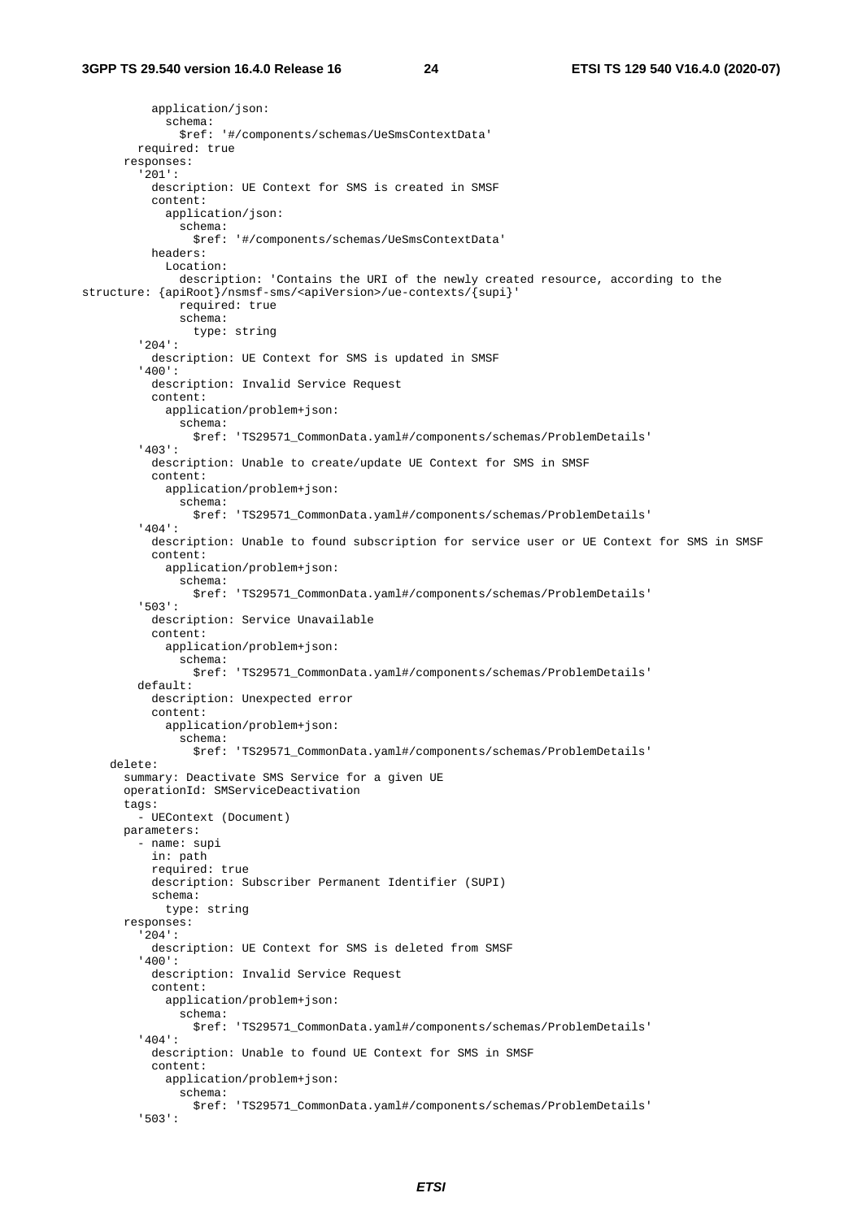```
          application/json:
            schema:
              $ref: '#/components/schemas/UeSmsContextData'
        required: true
      responses:
        '201':
          description: UE Context for SMS is created in SMSF
          content:
            application/json:
              schema:
                $ref: '#/components/schemas/UeSmsContextData'
          headers:
            Location:
              description: 'Contains the URI of the newly created resource, according to the
structure: {apiRoot}/nsmsf-sms/<apiVersion>/ue-contexts/{supi}'
              required: true
              schema:
                type: string
        '204':
          description: UE Context for SMS is updated in SMSF
        '400':
          description: Invalid Service Request
          content:
            application/problem+json:
              schema:
                $ref: 'TS29571_CommonData.yaml#/components/schemas/ProblemDetails'
        '403':
          description: Unable to create/update UE Context for SMS in SMSF
          content:
            application/problem+json:
              schema:
                $ref: 'TS29571_CommonData.yaml#/components/schemas/ProblemDetails'
        '404':
          description: Unable to found subscription for service user or UE Context for SMS in SMSF
          content:
            application/problem+json:
              schema:
                $ref: 'TS29571_CommonData.yaml#/components/schemas/ProblemDetails'
        '503':
          description: Service Unavailable
          content:
            application/problem+json:
              schema:
                $ref: 'TS29571_CommonData.yaml#/components/schemas/ProblemDetails'
        default:
          description: Unexpected error
          content:
            application/problem+json:
              schema:
                $ref: 'TS29571_CommonData.yaml#/components/schemas/ProblemDetails'
    delete:
      summary: Deactivate SMS Service for a given UE
      operationId: SMServiceDeactivation
      tags:
        - UEContext (Document)
      parameters:
        - name: supi
          in: path
          required: true
          description: Subscriber Permanent Identifier (SUPI)
          schema:
            type: string
      responses:
        '204':
          description: UE Context for SMS is deleted from SMSF
        '400':
          description: Invalid Service Request
          content:
            application/problem+json:
              schema:
                $ref: 'TS29571_CommonData.yaml#/components/schemas/ProblemDetails'
        '404':
          description: Unable to found UE Context for SMS in SMSF
          content:
            application/problem+json:
              schema:
                $ref: 'TS29571_CommonData.yaml#/components/schemas/ProblemDetails'
        '503':
```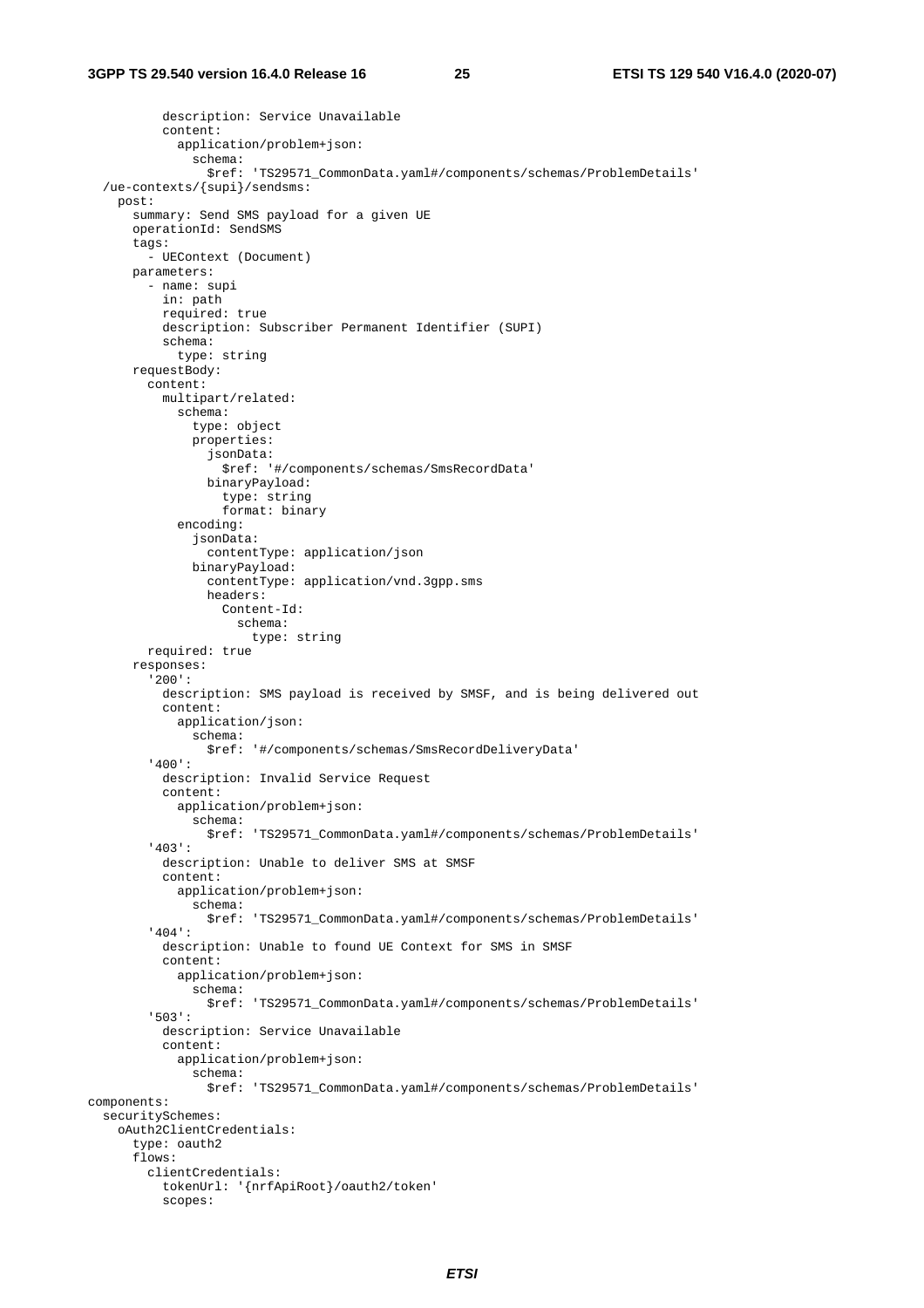```
          description: Service Unavailable
          content:
            application/problem+json:
              schema:
                $ref: 'TS29571_CommonData.yaml#/components/schemas/ProblemDetails'
  /ue-contexts/{supi}/sendsms:
    post:
      summary: Send SMS payload for a given UE
      operationId: SendSMS
      tags:
        - UEContext (Document)
      parameters:
        - name: supi
          in: path
          required: true
          description: Subscriber Permanent Identifier (SUPI)
          schema:
            type: string
      requestBody:
        content:
          multipart/related:
            schema:
              type: object
              properties:
                jsonData:
                  $ref: '#/components/schemas/SmsRecordData'
                binaryPayload:
                  type: string
                  format: binary
            encoding:
              jsonData:
                contentType: application/json
              binaryPayload:
                contentType: application/vnd.3gpp.sms
                headers:
                  Content-Id:
                    schema:
                      type: string
        required: true
      responses:
        '200':
          description: SMS payload is received by SMSF, and is being delivered out
          content:
            application/json:
              schema:
                $ref: '#/components/schemas/SmsRecordDeliveryData'
        '400':
          description: Invalid Service Request
          content:
            application/problem+json:
              schema:
                $ref: 'TS29571_CommonData.yaml#/components/schemas/ProblemDetails'
        '403':
          description: Unable to deliver SMS at SMSF
          content:
            application/problem+json:
              schema:
                $ref: 'TS29571_CommonData.yaml#/components/schemas/ProblemDetails'
        '404':
          description: Unable to found UE Context for SMS in SMSF
          content:
            application/problem+json:
              schema:
                $ref: 'TS29571_CommonData.yaml#/components/schemas/ProblemDetails'
        '503':
          description: Service Unavailable
          content:
            application/problem+json:
              schema:
                $ref: 'TS29571_CommonData.yaml#/components/schemas/ProblemDetails'
components:
  securitySchemes:
    oAuth2ClientCredentials:
      type: oauth2
      flows:
        clientCredentials:
          tokenUrl: '{nrfApiRoot}/oauth2/token'
          scopes:
```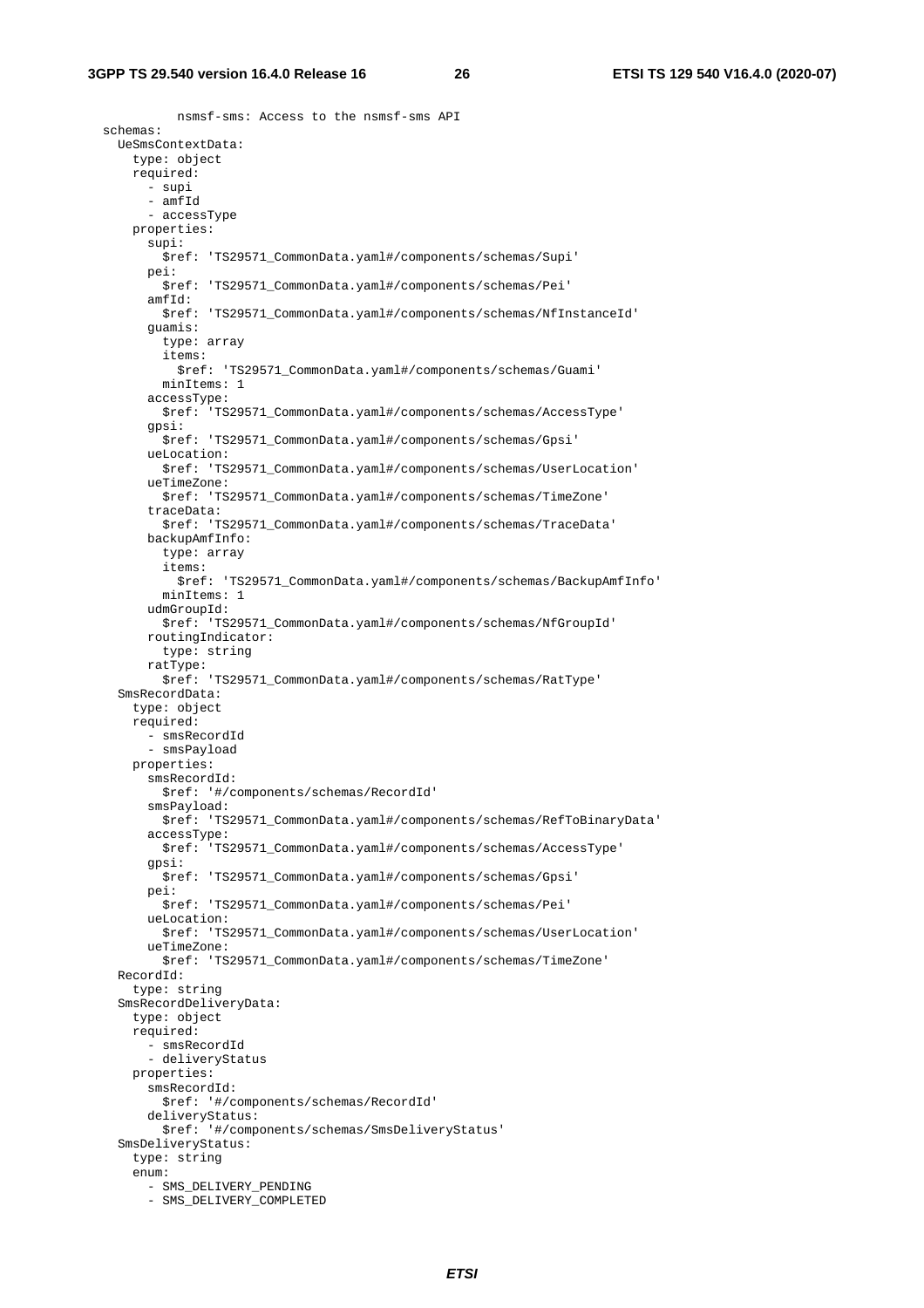```
          nsmsf-sms: Access to the nsmsf-sms API
schemas:
  UeSmsContextData:
    type: object
    required:
      - supi
      - amfId
      - accessType
    properties:
      supi:
        $ref: 'TS29571_CommonData.yaml#/components/schemas/Supi'
      pei:
        $ref: 'TS29571_CommonData.yaml#/components/schemas/Pei'
      amfId:
        $ref: 'TS29571_CommonData.yaml#/components/schemas/NfInstanceId'
      guamis:
        type: array
        items:
          $ref: 'TS29571_CommonData.yaml#/components/schemas/Guami'
        minItems: 1
      accessType:
        $ref: 'TS29571_CommonData.yaml#/components/schemas/AccessType'
      gpsi:
        $ref: 'TS29571_CommonData.yaml#/components/schemas/Gpsi'
      ueLocation:
        $ref: 'TS29571_CommonData.yaml#/components/schemas/UserLocation'
      ueTimeZone:
        $ref: 'TS29571_CommonData.yaml#/components/schemas/TimeZone'
      traceData:
        $ref: 'TS29571_CommonData.yaml#/components/schemas/TraceData'
      backupAmfInfo:
        type: array
        items:
          $ref: 'TS29571_CommonData.yaml#/components/schemas/BackupAmfInfo'
        minItems: 1
      udmGroupId:
        $ref: 'TS29571_CommonData.yaml#/components/schemas/NfGroupId'
      routingIndicator:
        type: string
      ratType:
        $ref: 'TS29571_CommonData.yaml#/components/schemas/RatType'
  SmsRecordData:
    type: object
    required:
      - smsRecordId
      - smsPayload
    properties:
      smsRecordId:
        $ref: '#/components/schemas/RecordId'
      smsPayload:
        $ref: 'TS29571_CommonData.yaml#/components/schemas/RefToBinaryData'
      accessType:
        $ref: 'TS29571_CommonData.yaml#/components/schemas/AccessType'
      gpsi:
        $ref: 'TS29571_CommonData.yaml#/components/schemas/Gpsi'
      pei:
        $ref: 'TS29571_CommonData.yaml#/components/schemas/Pei'
      ueLocation:
        $ref: 'TS29571_CommonData.yaml#/components/schemas/UserLocation'
      ueTimeZone:
        $ref: 'TS29571_CommonData.yaml#/components/schemas/TimeZone'
  RecordId:
    type: string
  SmsRecordDeliveryData:
    type: object
    required:
      - smsRecordId
      - deliveryStatus
    properties:
      smsRecordId:
        $ref: '#/components/schemas/RecordId'
      deliveryStatus:
        $ref: '#/components/schemas/SmsDeliveryStatus'
  SmsDeliveryStatus:
    type: string
    enum:
      - SMS_DELIVERY_PENDING
      - SMS_DELIVERY_COMPLETED
```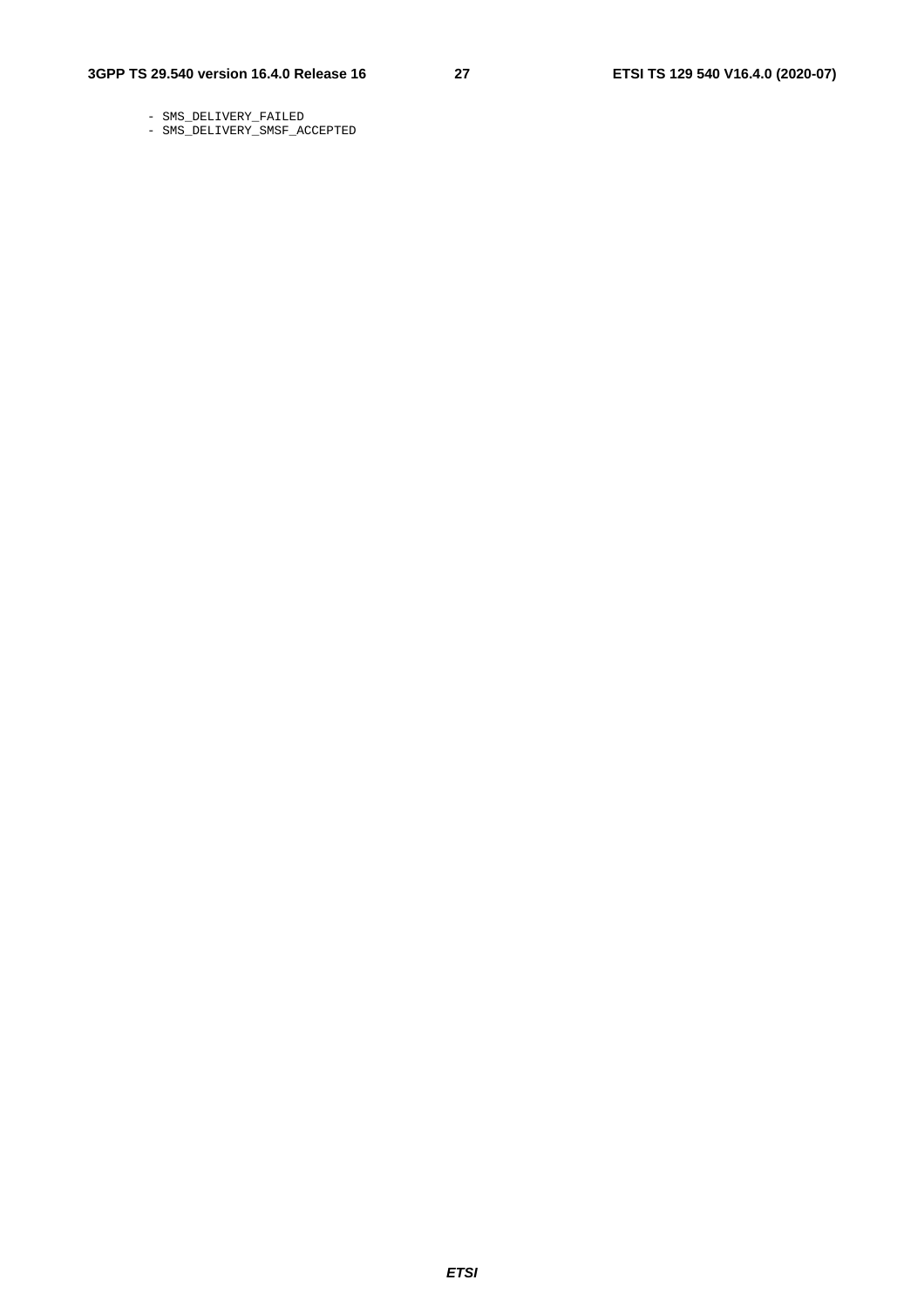```
        - SMS_DELIVERY_FAILED
        - SMS_DELIVERY_SMSF_ACCEPTED
```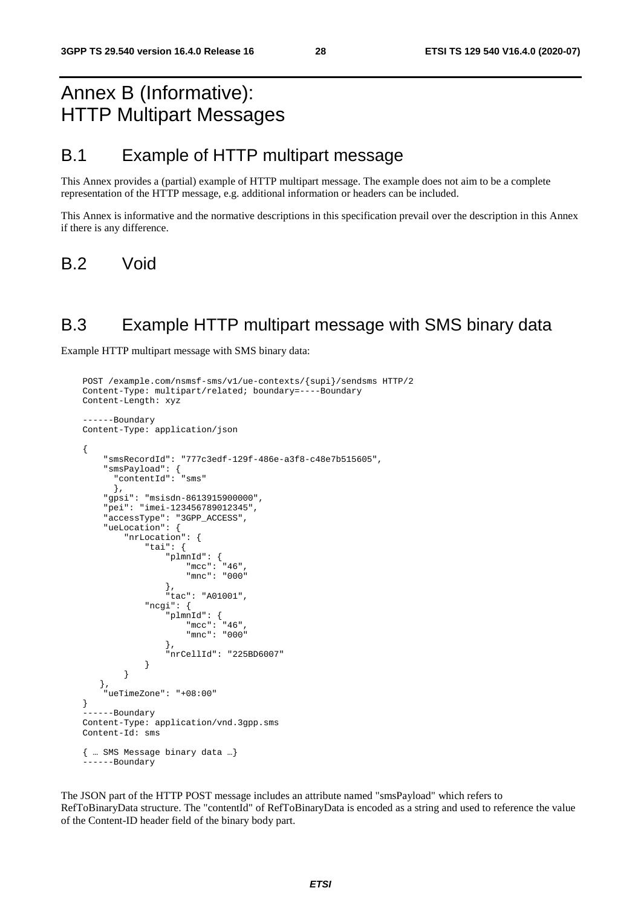# Annex B (Informative): HTTP Multipart Messages

## B.1 Example of HTTP multipart message

This Annex provides a (partial) example of HTTP multipart message. The example does not aim to be a complete representation of the HTTP message, e.g. additional information or headers can be included.

This Annex is informative and the normative descriptions in this specification prevail over the description in this Annex if there is any difference.

## B.2 Void

## B.3 Example HTTP multipart message with SMS binary data

Example HTTP multipart message with SMS binary data:

```
POST /example.com/nsmsf-sms/v1/ue-contexts/{supi}/sendsms HTTP/2
Content-Type: multipart/related; boundary=----Boundary
Content-Length: xyz

------Boundary
Content-Type: application/json

{
    "smsRecordId": "777c3edf-129f-486e-a3f8-c48e7b515605",
    "smsPayload": {
      "contentId": "sms"
      },
    "gpsi": "msisdn-8613915900000",
    "pei": "imei-123456789012345",
    "accessType": "3GPP_ACCESS",
    "ueLocation": {
        "nrLocation": {
            "tai": {
                "plmnId": {
                    "mcc": "46",
                    "mnc": "000"
                },
                "tac": "A01001",
            "ncgi": {
                "plmnId": {
                    "mcc": "46",
                    "mnc": "000"
                },
                "nrCellId": "225BD6007"
            }
        }
   },
    "ueTimeZone": "+08:00"
}
------Boundary
Content-Type: application/vnd.3gpp.sms
Content-Id: sms

{ … SMS Message binary data …}
------Boundary
```

The JSON part of the HTTP POST message includes an attribute named "smsPayload" which refers to RefToBinaryData structure. The "contentId" of RefToBinaryData is encoded as a string and used to reference the value of the Content-ID header field of the binary body part.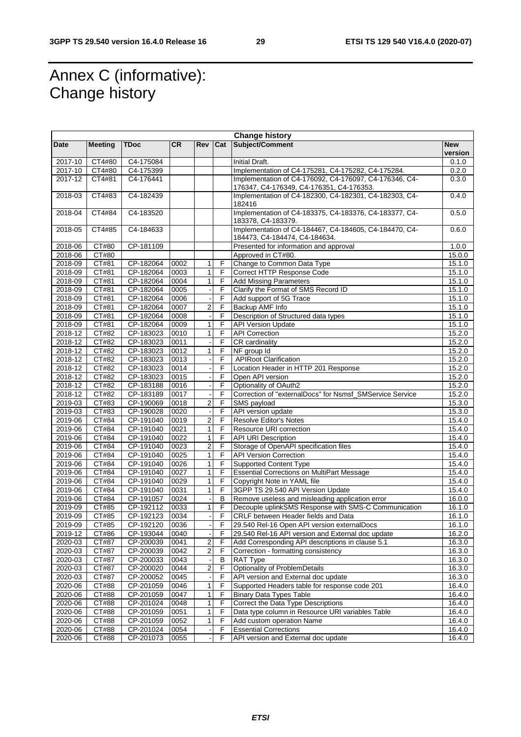# Annex C (informative): Change history

| Change history | | | | | | | |
|---|---|---|---|---|---|---|---|
| **Date** | **Meeting** | **TDoc** | **CR** | **Rev** | **Cat** | **Subject/Comment** | **New version** |
| 2017-10 | CT4#80 | C4-175084 | | | | Initial Draft. | 0.1.0 |
| 2017-10 | CT4#80 | C4-175399 | | | | Implementation of C4-175281, C4-175282, C4-175284. | 0.2.0 |
| 2017-12 | CT4#81 | C4-176441 | | | | Implementation of C4-176092, C4-176097, C4-176346, C4-176347, C4-176349, C4-176351, C4-176353. | 0.3.0 |
| 2018-03 | CT4#83 | C4-182439 | | | | Implementation of C4-182300, C4-182301, C4-182303, C4-182416 | 0.4.0 |
| 2018-04 | CT4#84 | C4-183520 | | | | Implementation of C4-183375, C4-183376, C4-183377, C4-183378, C4-183379. | 0.5.0 |
| 2018-05 | CT4#85 | C4-184633 | | | | Implementation of C4-184467, C4-184605, C4-184470, C4-184473, C4-184474, C4-184634. | 0.6.0 |
| 2018-06 | CT#80 | CP-181109 | | | | Presented for information and approval | 1.0.0 |
| 2018-06 | CT#80 | | | | | Approved in CT#80. | 15.0.0 |
| 2018-09 | CT#81 | CP-182064 | 0002 | 1 | F | Change to Common Data Type | 15.1.0 |
| 2018-09 | CT#81 | CP-182064 | 0003 | 1 | F | Correct HTTP Response Code | 15.1.0 |
| 2018-09 | CT#81 | CP-182064 | 0004 | 1 | F | Add Missing Parameters | 15.1.0 |
| 2018-09 | CT#81 | CP-182064 | 0005 | - | F | Clarify the Format of SMS Record ID | 15.1.0 |
| 2018-09 | CT#81 | CP-182064 | 0006 | - | F | Add support of 5G Trace | 15.1.0 |
| 2018-09 | CT#81 | CP-182064 | 0007 | 2 | F | Backup AMF Info | 15.1.0 |
| 2018-09 | CT#81 | CP-182064 | 0008 | - | F | Description of Structured data types | 15.1.0 |
| 2018-09 | CT#81 | CP-182064 | 0009 | 1 | F | API Version Update | 15.1.0 |
| 2018-12 | CT#82 | CP-183023 | 0010 | 1 | F | API Correction | 15.2.0 |
| 2018-12 | CT#82 | CP-183023 | 0011 | - | F | CR cardinality | 15.2.0 |
| 2018-12 | CT#82 | CP-183023 | 0012 | 1 | F | NF group Id | 15.2.0 |
| 2018-12 | CT#82 | CP-183023 | 0013 | - | F | APIRoot Clarification | 15.2.0 |
| 2018-12 | CT#82 | CP-183023 | 0014 | - | F | Location Header in HTTP 201 Response | 15.2.0 |
| 2018-12 | CT#82 | CP-183023 | 0015 | - | F | Open API version | 15.2.0 |
| 2018-12 | CT#82 | CP-183188 | 0016 | - | F | Optionality of OAuth2 | 15.2.0 |
| 2018-12 | CT#82 | CP-183189 | 0017 | - | F | Correction of "externalDocs" for Nsmsf_SMService Service | 15.2.0 |
| 2019-03 | CT#83 | CP-190069 | 0018 | 2 | F | SMS payload | 15.3.0 |
| 2019-03 | CT#83 | CP-190028 | 0020 | - | F | API version update | 15.3.0 |
| 2019-06 | CT#84 | CP-191040 | 0019 | 2 | F | Resolve Editor's Notes | 15.4.0 |
| 2019-06 | CT#84 | CP-191040 | 0021 | 1 | F | Resource URI correction | 15.4.0 |
| 2019-06 | CT#84 | CP-191040 | 0022 | 1 | F | API URI Description | 15.4.0 |
| 2019-06 | CT#84 | CP-191040 | 0023 | 2 | F | Storage of OpenAPI specification files | 15.4.0 |
| 2019-06 | CT#84 | CP-191040 | 0025 | 1 | F | API Version Correction | 15.4.0 |
| 2019-06 | CT#84 | CP-191040 | 0026 | 1 | F | Supported Content Type | 15.4.0 |
| 2019-06 | CT#84 | CP-191040 | 0027 | 1 | F | Essential Corrections on MultiPart Message | 15.4.0 |
| 2019-06 | CT#84 | CP-191040 | 0029 | 1 | F | Copyright Note in YAML file | 15.4.0 |
| 2019-06 | CT#84 | CP-191040 | 0031 | 1 | F | 3GPP TS 29.540 API Version Update | 15.4.0 |
| 2019-06 | CT#84 | CP-191057 | 0024 | - | B | Remove useless and misleading application error | 16.0.0 |
| 2019-09 | CT#85 | CP-192112 | 0033 | 1 | F | Decouple uplinkSMS Response with SMS-C Communication | 16.1.0 |
| 2019-09 | CT#85 | CP-192123 | 0034 | - | F | CRLF between Header fields and Data | 16.1.0 |
| 2019-09 | CT#85 | CP-192120 | 0036 | - | F | 29.540 Rel-16 Open API version externalDocs | 16.1.0 |
| 2019-12 | CT#86 | CP-193044 | 0040 | - | F | 29.540 Rel-16 API version and External doc update | 16.2.0 |
| 2020-03 | CT#87 | CP-200039 | 0041 | 2 | F | Add Corresponding API descriptions in clause 5.1 | 16.3.0 |
| 2020-03 | CT#87 | CP-200039 | 0042 | 2 | F | Correction - formatting consistency | 16.3.0 |
| 2020-03 | CT#87 | CP-200033 | 0043 | - | B | RAT Type | 16.3.0 |
| 2020-03 | CT#87 | CP-200020 | 0044 | 2 | F | Optionality of ProblemDetails | 16.3.0 |
| 2020-03 | CT#87 | CP-200052 | 0045 | - | F | API version and External doc update | 16.3.0 |
| 2020-06 | CT#88 | CP-201059 | 0046 | 1 | F | Supported Headers table for response code 201 | 16.4.0 |
| 2020-06 | CT#88 | CP-201059 | 0047 | 1 | F | Binary Data Types Table | 16.4.0 |
| 2020-06 | CT#88 | CP-201024 | 0048 | 1 | F | Correct the Data Type Descriptions | 16.4.0 |
| 2020-06 | CT#88 | CP-201059 | 0051 | 1 | F | Data type column in Resource URI variables Table | 16.4.0 |
| 2020-06 | CT#88 | CP-201059 | 0052 | 1 | F | Add custom operation Name | 16.4.0 |
| 2020-06 | CT#88 | CP-201024 | 0054 | - | F | Essential Corrections | 16.4.0 |
| 2020-06 | CT#88 | CP-201073 | 0055 | - | F | API version and External doc update | 16.4.0 |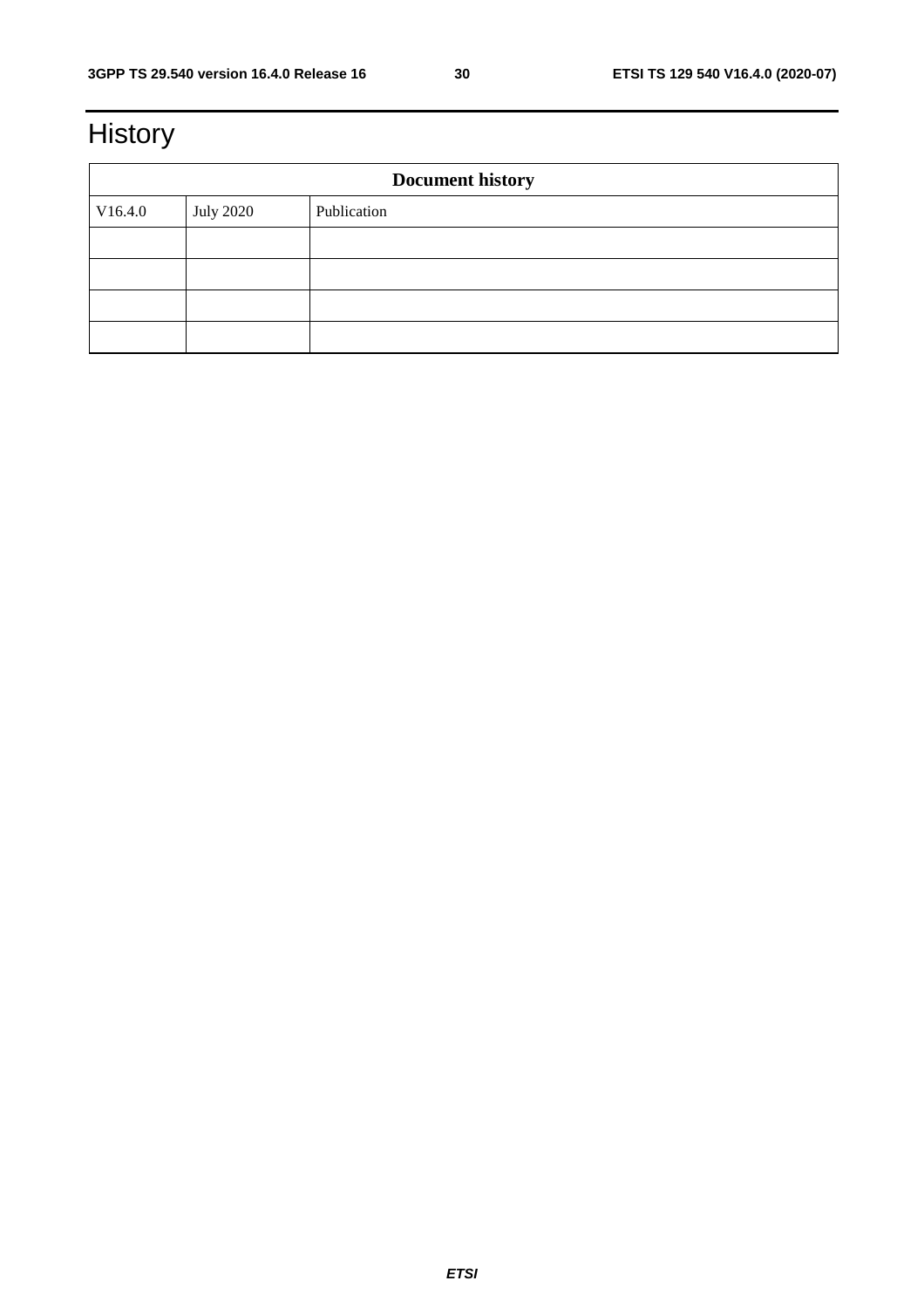# History

| Document history | | |
|---|---|---|
| V16.4.0 | July 2020 | Publication |
| | | |
| | | |
| | | |
| | | |